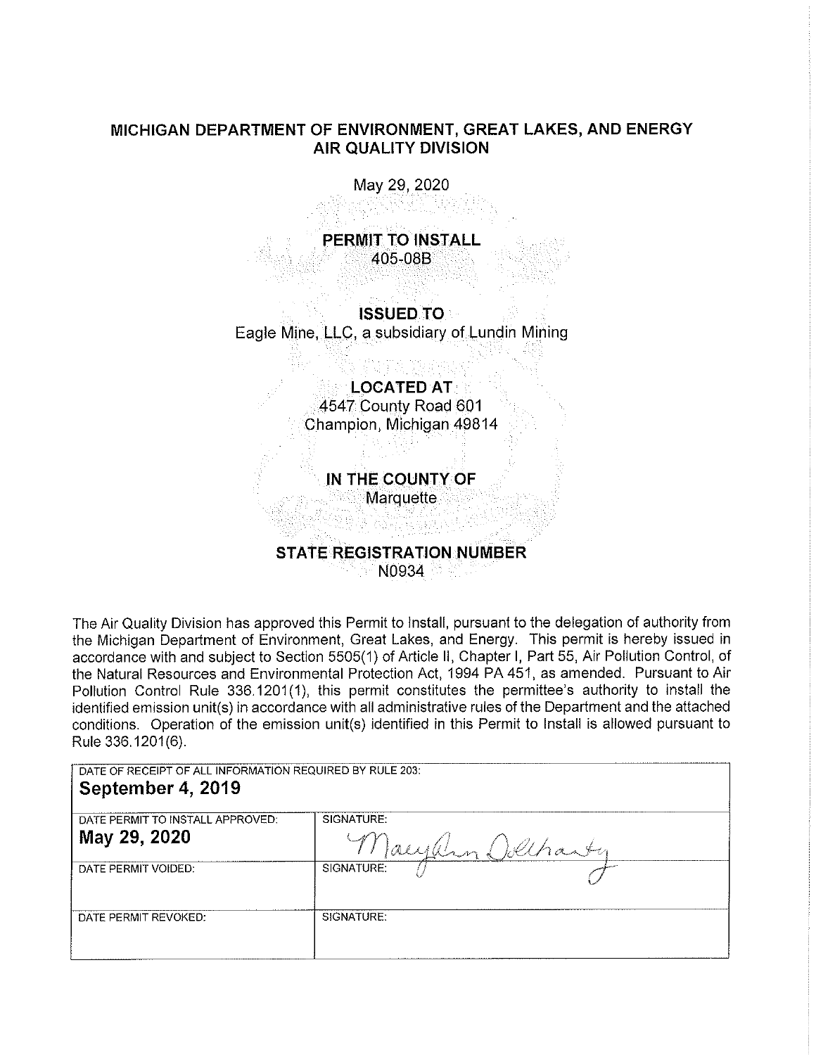# MICHIGAN DEPARTMENT OF ENVIRONMENT, GREAT LAKES, AND ENERGY
## AIR QUALITY DIVISION

May 29, 2020

**PERMIT TO INSTALL**
405-08B

**ISSUED TO**
Eagle Mine, LLC, a subsidiary of Lundin Mining

**LOCATED AT**
4547 County Road 601
Champion, Michigan 49814

**IN THE COUNTY OF**
Marquette

**STATE REGISTRATION NUMBER**
N0934

The Air Quality Division has approved this Permit to Install, pursuant to the delegation of authority from the Michigan Department of Environment, Great Lakes, and Energy. This permit is hereby issued in accordance with and subject to Section 5505(1) of Article II, Chapter I, Part 55, Air Pollution Control, of the Natural Resources and Environmental Protection Act, 1994 PA 451, as amended. Pursuant to Air Pollution Control Rule 336.1201(1), this permit constitutes the permittee's authority to install the identified emission unit(s) in accordance with all administrative rules of the Department and the attached conditions. Operation of the emission unit(s) identified in this Permit to Install is allowed pursuant to Rule 336.1201(6).

| DATE OF RECEIPT OF ALL INFORMATION REQUIRED BY RULE 203: **September 4, 2019** | |
|---|---|
| DATE PERMIT TO INSTALL APPROVED: **May 29, 2020** | SIGNATURE: MaryAnn Dolehanty |
| DATE PERMIT VOIDED: | SIGNATURE: |
| DATE PERMIT REVOKED: | SIGNATURE: |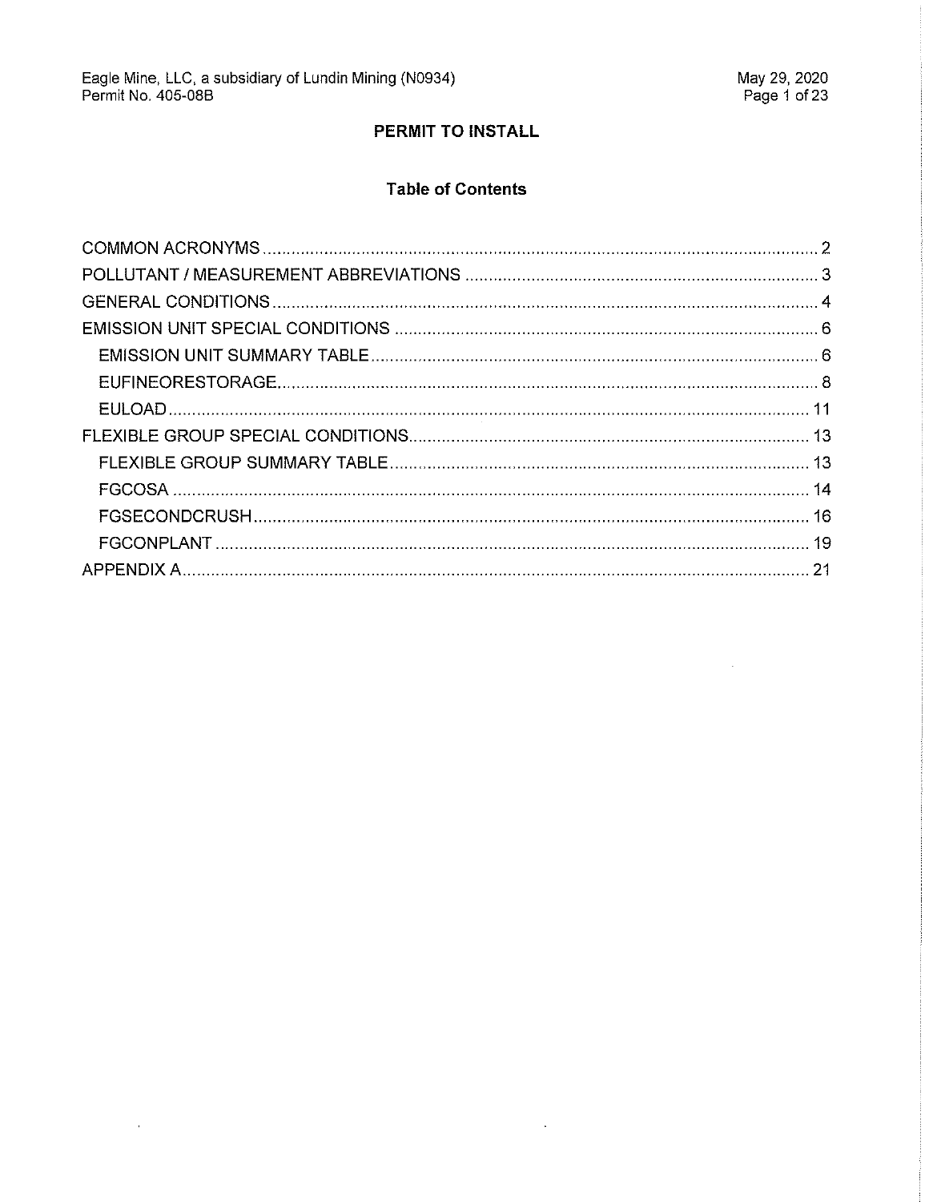## PERMIT TO INSTALL

### Table of Contents

COMMON ACRONYMS .......... 2
POLLUTANT / MEASUREMENT ABBREVIATIONS .......... 3
GENERAL CONDITIONS .......... 4
EMISSION UNIT SPECIAL CONDITIONS .......... 6
- EMISSION UNIT SUMMARY TABLE .......... 6
- EUFINEORESTORAGE .......... 8
- EULOAD .......... 11

FLEXIBLE GROUP SPECIAL CONDITIONS .......... 13
- FLEXIBLE GROUP SUMMARY TABLE .......... 13
- FGCOSA .......... 14
- FGSECONDCRUSH .......... 16
- FGCONPLANT .......... 19

APPENDIX A .......... 21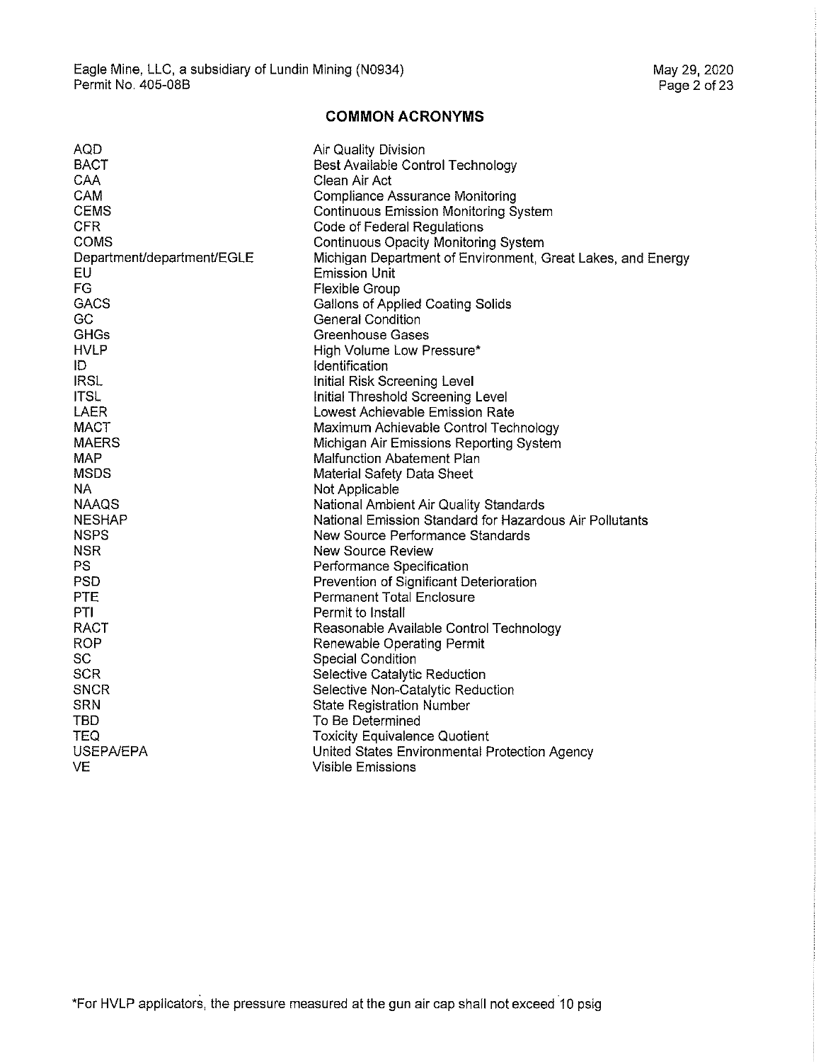## COMMON ACRONYMS

| | |
|---|---|
| AQD | Air Quality Division |
| BACT | Best Available Control Technology |
| CAA | Clean Air Act |
| CAM | Compliance Assurance Monitoring |
| CEMS | Continuous Emission Monitoring System |
| CFR | Code of Federal Regulations |
| COMS | Continuous Opacity Monitoring System |
| Department/department/EGLE | Michigan Department of Environment, Great Lakes, and Energy |
| EU | Emission Unit |
| FG | Flexible Group |
| GACS | Gallons of Applied Coating Solids |
| GC | General Condition |
| GHGs | Greenhouse Gases |
| HVLP | High Volume Low Pressure* |
| ID | Identification |
| IRSL | Initial Risk Screening Level |
| ITSL | Initial Threshold Screening Level |
| LAER | Lowest Achievable Emission Rate |
| MACT | Maximum Achievable Control Technology |
| MAERS | Michigan Air Emissions Reporting System |
| MAP | Malfunction Abatement Plan |
| MSDS | Material Safety Data Sheet |
| NA | Not Applicable |
| NAAQS | National Ambient Air Quality Standards |
| NESHAP | National Emission Standard for Hazardous Air Pollutants |
| NSPS | New Source Performance Standards |
| NSR | New Source Review |
| PS | Performance Specification |
| PSD | Prevention of Significant Deterioration |
| PTE | Permanent Total Enclosure |
| PTI | Permit to Install |
| RACT | Reasonable Available Control Technology |
| ROP | Renewable Operating Permit |
| SC | Special Condition |
| SCR | Selective Catalytic Reduction |
| SNCR | Selective Non-Catalytic Reduction |
| SRN | State Registration Number |
| TBD | To Be Determined |
| TEQ | Toxicity Equivalence Quotient |
| USEPA/EPA | United States Environmental Protection Agency |
| VE | Visible Emissions |

*For HVLP applicators, the pressure measured at the gun air cap shall not exceed 10 psig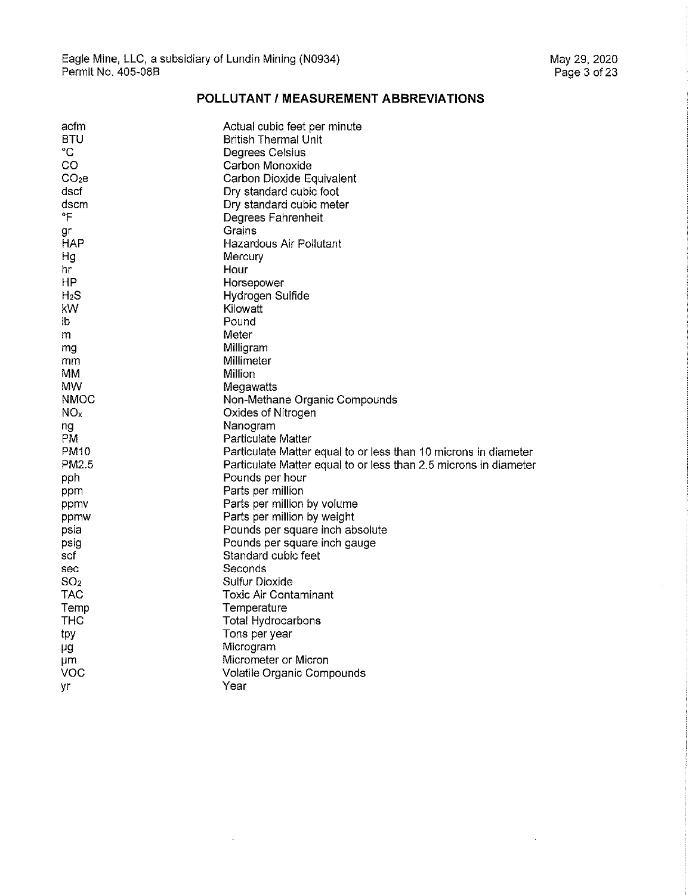## POLLUTANT / MEASUREMENT ABBREVIATIONS

| | |
|---|---|
| acfm | Actual cubic feet per minute |
| BTU | British Thermal Unit |
| °C | Degrees Celsius |
| CO | Carbon Monoxide |
| $CO_2e$ | Carbon Dioxide Equivalent |
| dscf | Dry standard cubic foot |
| dscm | Dry standard cubic meter |
| °F | Degrees Fahrenheit |
| gr | Grains |
| HAP | Hazardous Air Pollutant |
| Hg | Mercury |
| hr | Hour |
| HP | Horsepower |
| $H_2S$ | Hydrogen Sulfide |
| kW | Kilowatt |
| lb | Pound |
| m | Meter |
| mg | Milligram |
| mm | Millimeter |
| MM | Million |
| MW | Megawatts |
| NMOC | Non-Methane Organic Compounds |
| $NO_x$ | Oxides of Nitrogen |
| ng | Nanogram |
| PM | Particulate Matter |
| PM10 | Particulate Matter equal to or less than 10 microns in diameter |
| PM2.5 | Particulate Matter equal to or less than 2.5 microns in diameter |
| pph | Pounds per hour |
| ppm | Parts per million |
| ppmv | Parts per million by volume |
| ppmw | Parts per million by weight |
| psia | Pounds per square inch absolute |
| psig | Pounds per square inch gauge |
| scf | Standard cubic feet |
| sec | Seconds |
| $SO_2$ | Sulfur Dioxide |
| TAC | Toxic Air Contaminant |
| Temp | Temperature |
| THC | Total Hydrocarbons |
| tpy | Tons per year |
| μg | Microgram |
| μm | Micrometer or Micron |
| VOC | Volatile Organic Compounds |
| yr | Year |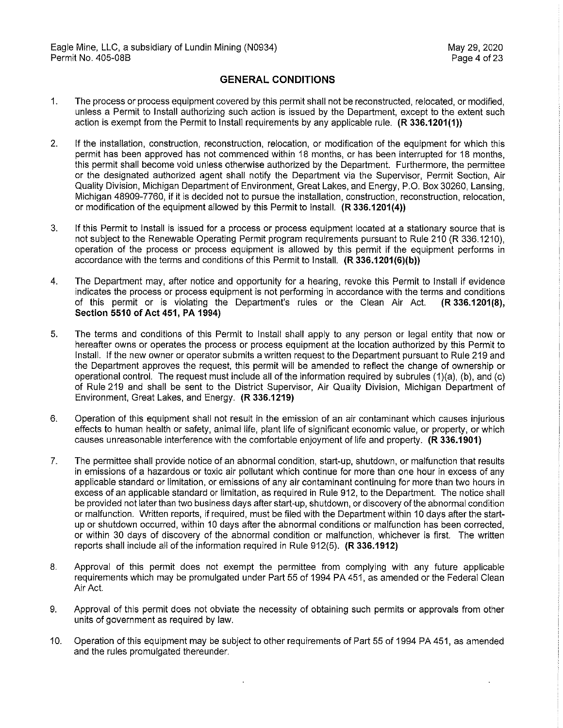## GENERAL CONDITIONS

1. The process or process equipment covered by this permit shall not be reconstructed, relocated, or modified, unless a Permit to Install authorizing such action is issued by the Department, except to the extent such action is exempt from the Permit to Install requirements by any applicable rule. **(R 336.1201(1))**

2. If the installation, construction, reconstruction, relocation, or modification of the equipment for which this permit has been approved has not commenced within 18 months, or has been interrupted for 18 months, this permit shall become void unless otherwise authorized by the Department. Furthermore, the permittee or the designated authorized agent shall notify the Department via the Supervisor, Permit Section, Air Quality Division, Michigan Department of Environment, Great Lakes, and Energy, P.O. Box 30260, Lansing, Michigan 48909-7760, if it is decided not to pursue the installation, construction, reconstruction, relocation, or modification of the equipment allowed by this Permit to Install. **(R 336.1201(4))**

3. If this Permit to Install is issued for a process or process equipment located at a stationary source that is not subject to the Renewable Operating Permit program requirements pursuant to Rule 210 (R 336.1210), operation of the process or process equipment is allowed by this permit if the equipment performs in accordance with the terms and conditions of this Permit to Install. **(R 336.1201(6)(b))**

4. The Department may, after notice and opportunity for a hearing, revoke this Permit to Install if evidence indicates the process or process equipment is not performing in accordance with the terms and conditions of this permit or is violating the Department's rules or the Clean Air Act. **(R 336.1201(8), Section 5510 of Act 451, PA 1994)**

5. The terms and conditions of this Permit to Install shall apply to any person or legal entity that now or hereafter owns or operates the process or process equipment at the location authorized by this Permit to Install. If the new owner or operator submits a written request to the Department pursuant to Rule 219 and the Department approves the request, this permit will be amended to reflect the change of ownership or operational control. The request must include all of the information required by subrules (1)(a), (b), and (c) of Rule 219 and shall be sent to the District Supervisor, Air Quality Division, Michigan Department of Environment, Great Lakes, and Energy. **(R 336.1219)**

6. Operation of this equipment shall not result in the emission of an air contaminant which causes injurious effects to human health or safety, animal life, plant life of significant economic value, or property, or which causes unreasonable interference with the comfortable enjoyment of life and property. **(R 336.1901)**

7. The permittee shall provide notice of an abnormal condition, start-up, shutdown, or malfunction that results in emissions of a hazardous or toxic air pollutant which continue for more than one hour in excess of any applicable standard or limitation, or emissions of any air contaminant continuing for more than two hours in excess of an applicable standard or limitation, as required in Rule 912, to the Department. The notice shall be provided not later than two business days after start-up, shutdown, or discovery of the abnormal condition or malfunction. Written reports, if required, must be filed with the Department within 10 days after the start-up or shutdown occurred, within 10 days after the abnormal conditions or malfunction has been corrected, or within 30 days of discovery of the abnormal condition or malfunction, whichever is first. The written reports shall include all of the information required in Rule 912(5). **(R 336.1912)**

8. Approval of this permit does not exempt the permittee from complying with any future applicable requirements which may be promulgated under Part 55 of 1994 PA 451, as amended or the Federal Clean Air Act.

9. Approval of this permit does not obviate the necessity of obtaining such permits or approvals from other units of government as required by law.

10. Operation of this equipment may be subject to other requirements of Part 55 of 1994 PA 451, as amended and the rules promulgated thereunder.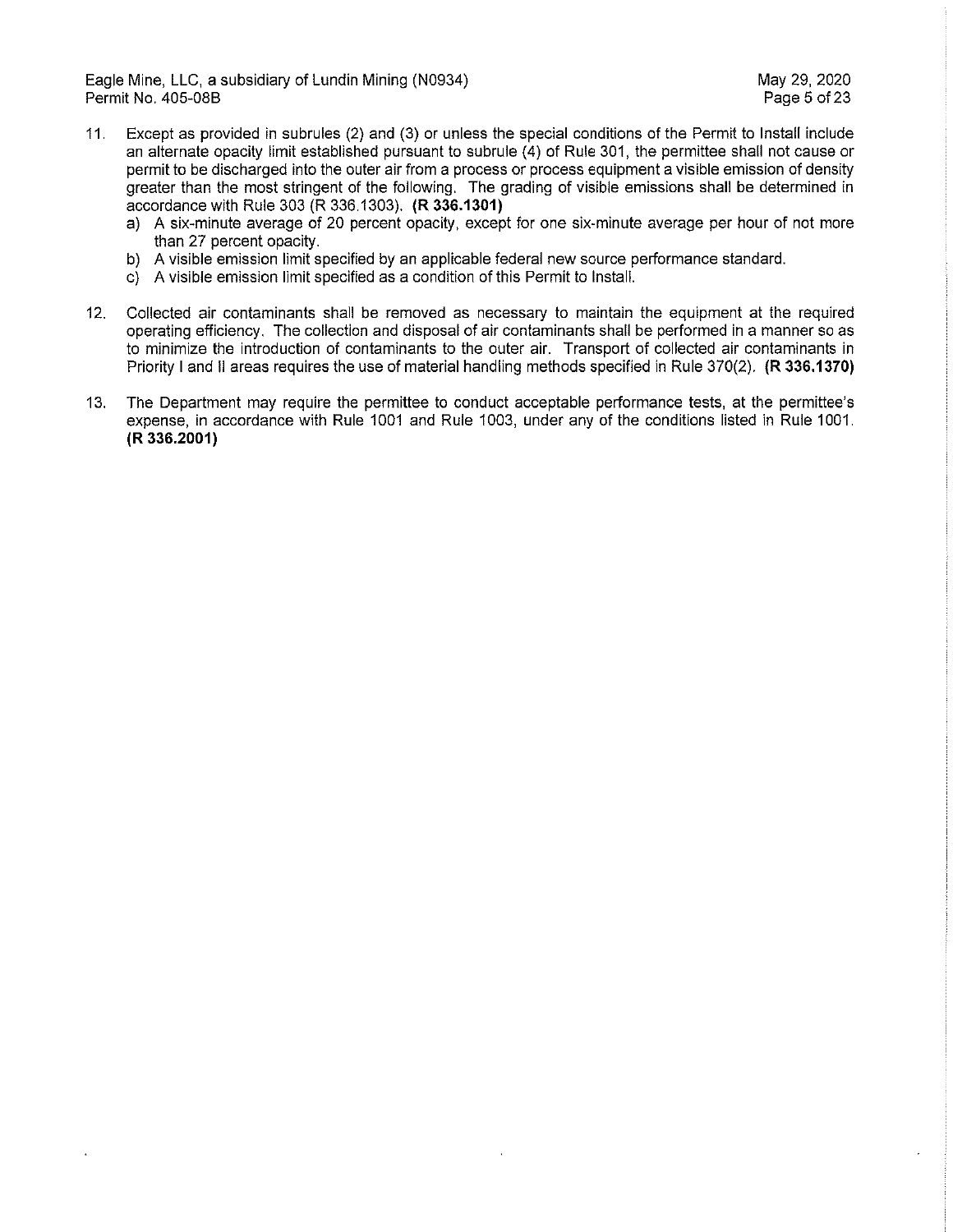11. Except as provided in subrules (2) and (3) or unless the special conditions of the Permit to Install include an alternate opacity limit established pursuant to subrule (4) of Rule 301, the permittee shall not cause or permit to be discharged into the outer air from a process or process equipment a visible emission of density greater than the most stringent of the following. The grading of visible emissions shall be determined in accordance with Rule 303 (R 336.1303). **(R 336.1301)**
    a) A six-minute average of 20 percent opacity, except for one six-minute average per hour of not more than 27 percent opacity.
    b) A visible emission limit specified by an applicable federal new source performance standard.
    c) A visible emission limit specified as a condition of this Permit to Install.

12. Collected air contaminants shall be removed as necessary to maintain the equipment at the required operating efficiency. The collection and disposal of air contaminants shall be performed in a manner so as to minimize the introduction of contaminants to the outer air. Transport of collected air contaminants in Priority I and II areas requires the use of material handling methods specified in Rule 370(2). **(R 336.1370)**

13. The Department may require the permittee to conduct acceptable performance tests, at the permittee's expense, in accordance with Rule 1001 and Rule 1003, under any of the conditions listed in Rule 1001. **(R 336.2001)**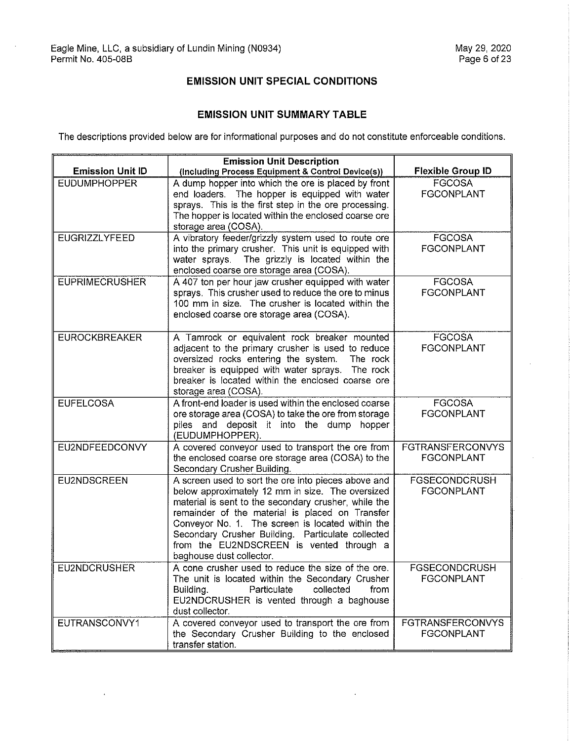## EMISSION UNIT SPECIAL CONDITIONS

### EMISSION UNIT SUMMARY TABLE

The descriptions provided below are for informational purposes and do not constitute enforceable conditions.

| Emission Unit ID | Emission Unit Description (Including Process Equipment & Control Device(s)) | Flexible Group ID |
|---|---|---|
| EUDUMPHOPPER | A dump hopper into which the ore is placed by front end loaders. The hopper is equipped with water sprays. This is the first step in the ore processing. The hopper is located within the enclosed coarse ore storage area (COSA). | FGCOSA FGCONPLANT |
| EUGRIZZLYFEED | A vibratory feeder/grizzly system used to route ore into the primary crusher. This unit is equipped with water sprays. The grizzly is located within the enclosed coarse ore storage area (COSA). | FGCOSA FGCONPLANT |
| EUPRIMECRUSHER | A 407 ton per hour jaw crusher equipped with water sprays. This crusher used to reduce the ore to minus 100 mm in size. The crusher is located within the enclosed coarse ore storage area (COSA). | FGCOSA FGCONPLANT |
| EUROCKBREAKER | A Tamrock or equivalent rock breaker mounted adjacent to the primary crusher is used to reduce oversized rocks entering the system. The rock breaker is equipped with water sprays. The rock breaker is located within the enclosed coarse ore storage area (COSA). | FGCOSA FGCONPLANT |
| EUFELCOSA | A front-end loader is used within the enclosed coarse ore storage area (COSA) to take the ore from storage piles and deposit it into the dump hopper (EUDUMPHOPPER). | FGCOSA FGCONPLANT |
| EU2NDFEEDCONVY | A covered conveyor used to transport the ore from the enclosed coarse ore storage area (COSA) to the Secondary Crusher Building. | FGTRANSFERCONVYS FGCONPLANT |
| EU2NDSCREEN | A screen used to sort the ore into pieces above and below approximately 12 mm in size. The oversized material is sent to the secondary crusher, while the remainder of the material is placed on Transfer Conveyor No. 1. The screen is located within the Secondary Crusher Building. Particulate collected from the EU2NDSCREEN is vented through a baghouse dust collector. | FGSECONDCRUSH FGCONPLANT |
| EU2NDCRUSHER | A cone crusher used to reduce the size of the ore. The unit is located within the Secondary Crusher Building. Particulate collected from EU2NDCRUSHER is vented through a baghouse dust collector. | FGSECONDCRUSH FGCONPLANT |
| EUTRANSCONVY1 | A covered conveyor used to transport the ore from the Secondary Crusher Building to the enclosed transfer station. | FGTRANSFERCONVYS FGCONPLANT |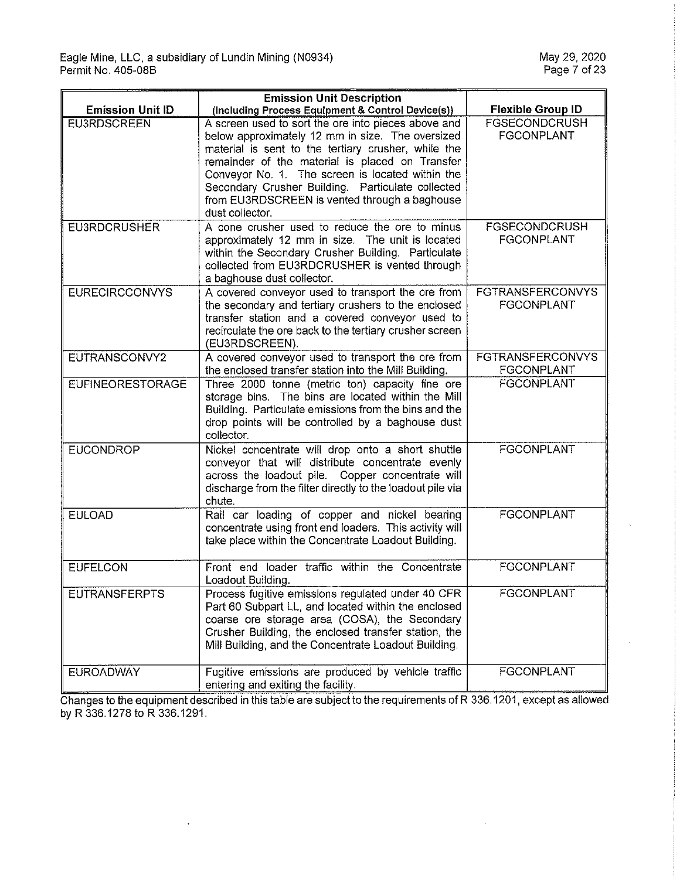| Emission Unit ID | Emission Unit Description (Including Process Equipment & Control Device(s)) | Flexible Group ID |
|---|---|---|
| EU3RDSCREEN | A screen used to sort the ore into pieces above and below approximately 12 mm in size. The oversized material is sent to the tertiary crusher, while the remainder of the material is placed on Transfer Conveyor No. 1. The screen is located within the Secondary Crusher Building. Particulate collected from EU3RDSCREEN is vented through a baghouse dust collector. | FGSECONDCRUSH FGCONPLANT |
| EU3RDCRUSHER | A cone crusher used to reduce the ore to minus approximately 12 mm in size. The unit is located within the Secondary Crusher Building. Particulate collected from EU3RDCRUSHER is vented through a baghouse dust collector. | FGSECONDCRUSH FGCONPLANT |
| EURECIRCCONVYS | A covered conveyor used to transport the ore from the secondary and tertiary crushers to the enclosed transfer station and a covered conveyor used to recirculate the ore back to the tertiary crusher screen (EU3RDSCREEN). | FGTRANSFERCONVYS FGCONPLANT |
| EUTRANSCONVY2 | A covered conveyor used to transport the ore from the enclosed transfer station into the Mill Building. | FGTRANSFERCONVYS FGCONPLANT |
| EUFINEORESTORAGE | Three 2000 tonne (metric ton) capacity fine ore storage bins. The bins are located within the Mill Building. Particulate emissions from the bins and the drop points will be controlled by a baghouse dust collector. | FGCONPLANT |
| EUCONDROP | Nickel concentrate will drop onto a short shuttle conveyor that will distribute concentrate evenly across the loadout pile. Copper concentrate will discharge from the filter directly to the loadout pile via chute. | FGCONPLANT |
| EULOAD | Rail car loading of copper and nickel bearing concentrate using front end loaders. This activity will take place within the Concentrate Loadout Building. | FGCONPLANT |
| EUFELCON | Front end loader traffic within the Concentrate Loadout Building. | FGCONPLANT |
| EUTRANSFERPTS | Process fugitive emissions regulated under 40 CFR Part 60 Subpart LL, and located within the enclosed coarse ore storage area (COSA), the Secondary Crusher Building, the enclosed transfer station, the Mill Building, and the Concentrate Loadout Building. | FGCONPLANT |
| EUROADWAY | Fugitive emissions are produced by vehicle traffic entering and exiting the facility. | FGCONPLANT |

Changes to the equipment described in this table are subject to the requirements of R 336.1201, except as allowed by R 336.1278 to R 336.1291.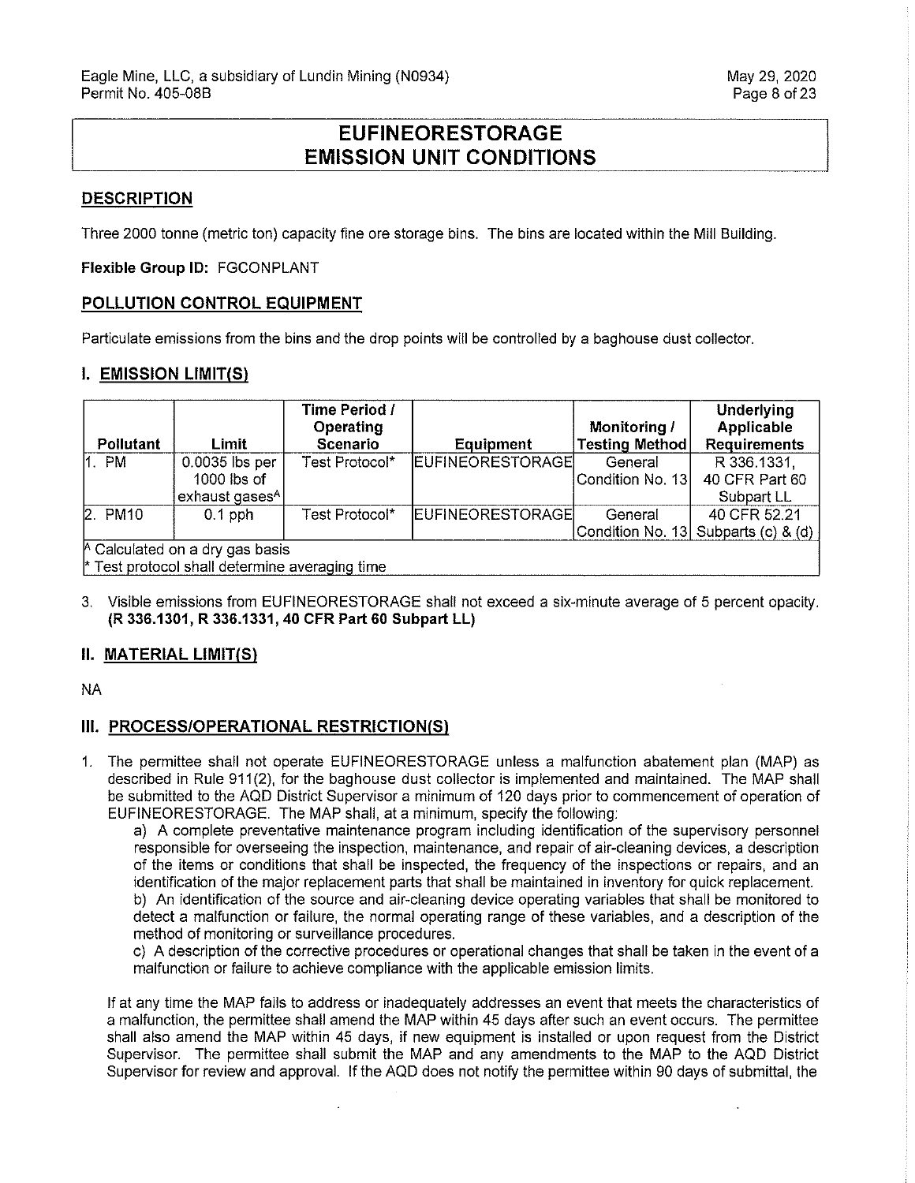# EUFINEORESTORAGE
# EMISSION UNIT CONDITIONS

## DESCRIPTION

Three 2000 tonne (metric ton) capacity fine ore storage bins. The bins are located within the Mill Building.

**Flexible Group ID:** FGCONPLANT

## POLLUTION CONTROL EQUIPMENT

Particulate emissions from the bins and the drop points will be controlled by a baghouse dust collector.

## I. EMISSION LIMIT(S)

| Pollutant | Limit | Time Period / Operating Scenario | Equipment | Monitoring / Testing Method | Underlying Applicable Requirements |
|---|---|---|---|---|---|
| 1. PM | 0.0035 lbs per 1000 lbs of exhaust gases[A] | Test Protocol* | EUFINEORESTORAGE | General Condition No. 13 | R 336.1331, 40 CFR Part 60 Subpart LL |
| 2. PM10 | 0.1 pph | Test Protocol* | EUFINEORESTORAGE | General Condition No. 13 | 40 CFR 52.21 Subparts (c) & (d) |
| [A] Calculated on a dry gas basis<br>* Test protocol shall determine averaging time | | | | | |

3. Visible emissions from EUFINEORESTORAGE shall not exceed a six-minute average of 5 percent opacity. **(R 336.1301, R 336.1331, 40 CFR Part 60 Subpart LL)**

## II. MATERIAL LIMIT(S)

NA

## III. PROCESS/OPERATIONAL RESTRICTION(S)

1. The permittee shall not operate EUFINEORESTORAGE unless a malfunction abatement plan (MAP) as described in Rule 911(2), for the baghouse dust collector is implemented and maintained. The MAP shall be submitted to the AQD District Supervisor a minimum of 120 days prior to commencement of operation of EUFINEORESTORAGE. The MAP shall, at a minimum, specify the following:

   a) A complete preventative maintenance program including identification of the supervisory personnel responsible for overseeing the inspection, maintenance, and repair of air-cleaning devices, a description of the items or conditions that shall be inspected, the frequency of the inspections or repairs, and an identification of the major replacement parts that shall be maintained in inventory for quick replacement.

   b) An identification of the source and air-cleaning device operating variables that shall be monitored to detect a malfunction or failure, the normal operating range of these variables, and a description of the method of monitoring or surveillance procedures.

   c) A description of the corrective procedures or operational changes that shall be taken in the event of a malfunction or failure to achieve compliance with the applicable emission limits.

   If at any time the MAP fails to address or inadequately addresses an event that meets the characteristics of a malfunction, the permittee shall amend the MAP within 45 days after such an event occurs. The permittee shall also amend the MAP within 45 days, if new equipment is installed or upon request from the District Supervisor. The permittee shall submit the MAP and any amendments to the MAP to the AQD District Supervisor for review and approval. If the AQD does not notify the permittee within 90 days of submittal, the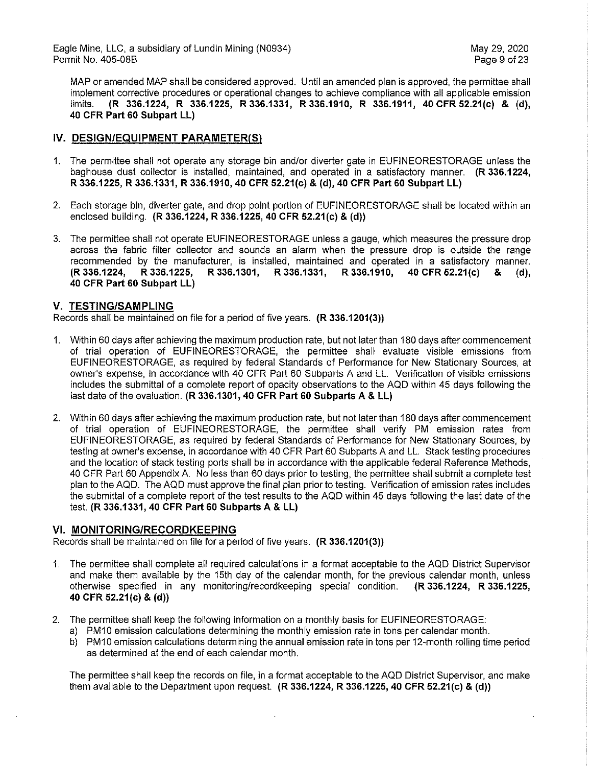MAP or amended MAP shall be considered approved. Until an amended plan is approved, the permittee shall implement corrective procedures or operational changes to achieve compliance with all applicable emission limits. **(R 336.1224, R 336.1225, R 336.1331, R 336.1910, R 336.1911, 40 CFR 52.21(c) & (d), 40 CFR Part 60 Subpart LL)**

## IV. DESIGN/EQUIPMENT PARAMETER(S)

1. The permittee shall not operate any storage bin and/or diverter gate in EUFINEORESTORAGE unless the baghouse dust collector is installed, maintained, and operated in a satisfactory manner. **(R 336.1224, R 336.1225, R 336.1331, R 336.1910, 40 CFR 52.21(c) & (d), 40 CFR Part 60 Subpart LL)**

2. Each storage bin, diverter gate, and drop point portion of EUFINEORESTORAGE shall be located within an enclosed building. **(R 336.1224, R 336.1225, 40 CFR 52.21(c) & (d))**

3. The permittee shall not operate EUFINEORESTORAGE unless a gauge, which measures the pressure drop across the fabric filter collector and sounds an alarm when the pressure drop is outside the range recommended by the manufacturer, is installed, maintained and operated in a satisfactory manner. **(R 336.1224, R 336.1225, R 336.1301, R 336.1331, R 336.1910, 40 CFR 52.21(c) & (d), 40 CFR Part 60 Subpart LL)**

## V. TESTING/SAMPLING

Records shall be maintained on file for a period of five years. **(R 336.1201(3))**

1. Within 60 days after achieving the maximum production rate, but not later than 180 days after commencement of trial operation of EUFINEORESTORAGE, the permittee shall evaluate visible emissions from EUFINEORESTORAGE, as required by federal Standards of Performance for New Stationary Sources, at owner's expense, in accordance with 40 CFR Part 60 Subparts A and LL. Verification of visible emissions includes the submittal of a complete report of opacity observations to the AQD within 45 days following the last date of the evaluation. **(R 336.1301, 40 CFR Part 60 Subparts A & LL)**

2. Within 60 days after achieving the maximum production rate, but not later than 180 days after commencement of trial operation of EUFINEORESTORAGE, the permittee shall verify PM emission rates from EUFINEORESTORAGE, as required by federal Standards of Performance for New Stationary Sources, by testing at owner's expense, in accordance with 40 CFR Part 60 Subparts A and LL. Stack testing procedures and the location of stack testing ports shall be in accordance with the applicable federal Reference Methods, 40 CFR Part 60 Appendix A. No less than 60 days prior to testing, the permittee shall submit a complete test plan to the AQD. The AQD must approve the final plan prior to testing. Verification of emission rates includes the submittal of a complete report of the test results to the AQD within 45 days following the last date of the test. **(R 336.1331, 40 CFR Part 60 Subparts A & LL)**

## VI. MONITORING/RECORDKEEPING

Records shall be maintained on file for a period of five years. **(R 336.1201(3))**

1. The permittee shall complete all required calculations in a format acceptable to the AQD District Supervisor and make them available by the 15th day of the calendar month, for the previous calendar month, unless otherwise specified in any monitoring/recordkeeping special condition. **(R 336.1224, R 336.1225, 40 CFR 52.21(c) & (d))**

2. The permittee shall keep the following information on a monthly basis for EUFINEORESTORAGE:
   a) PM10 emission calculations determining the monthly emission rate in tons per calendar month.
   b) PM10 emission calculations determining the annual emission rate in tons per 12-month rolling time period as determined at the end of each calendar month.

   The permittee shall keep the records on file, in a format acceptable to the AQD District Supervisor, and make them available to the Department upon request. **(R 336.1224, R 336.1225, 40 CFR 52.21(c) & (d))**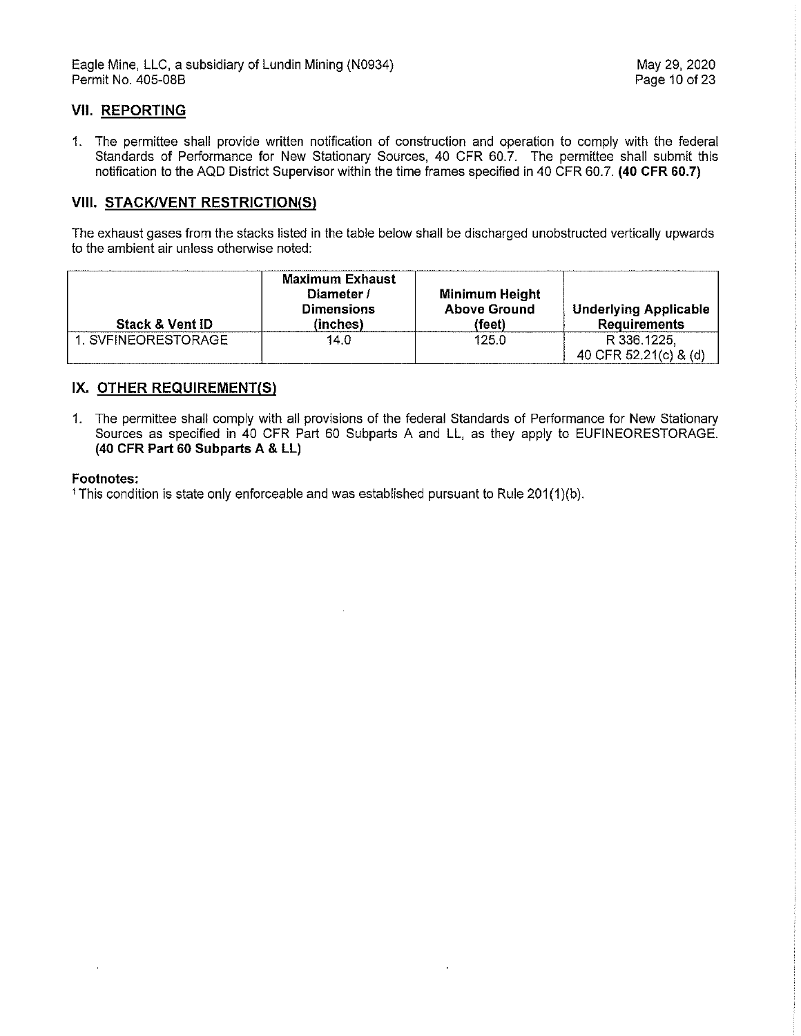## VII. REPORTING

1. The permittee shall provide written notification of construction and operation to comply with the federal Standards of Performance for New Stationary Sources, 40 CFR 60.7. The permittee shall submit this notification to the AQD District Supervisor within the time frames specified in 40 CFR 60.7. **(40 CFR 60.7)**

## VIII. STACK/VENT RESTRICTION(S)

The exhaust gases from the stacks listed in the table below shall be discharged unobstructed vertically upwards to the ambient air unless otherwise noted:

| Stack & Vent ID | Maximum Exhaust Diameter / Dimensions (inches) | Minimum Height Above Ground (feet) | Underlying Applicable Requirements |
|---|---|---|---|
| 1. SVFINEORESTORAGE | 14.0 | 125.0 | R 336.1225, 40 CFR 52.21(c) & (d) |

## IX. OTHER REQUIREMENT(S)

1. The permittee shall comply with all provisions of the federal Standards of Performance for New Stationary Sources as specified in 40 CFR Part 60 Subparts A and LL, as they apply to EUFINEORESTORAGE. **(40 CFR Part 60 Subparts A & LL)**

**Footnotes:**

[1] This condition is state only enforceable and was established pursuant to Rule 201(1)(b).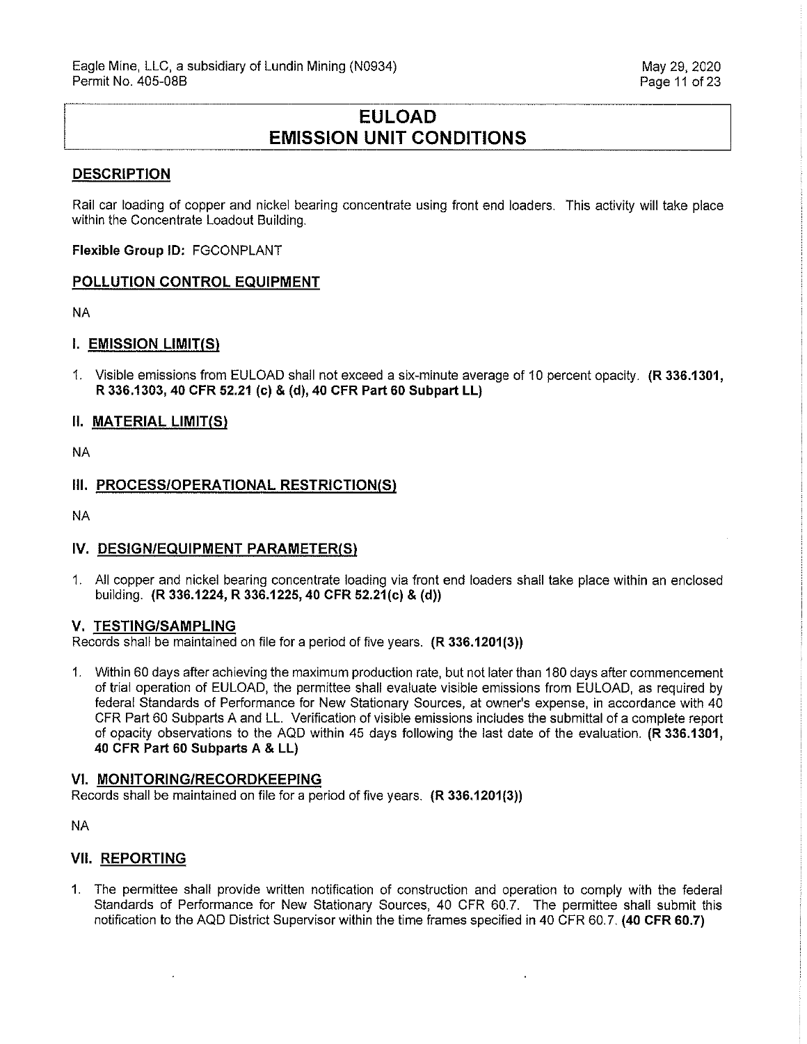# EULOAD
# EMISSION UNIT CONDITIONS

## DESCRIPTION

Rail car loading of copper and nickel bearing concentrate using front end loaders. This activity will take place within the Concentrate Loadout Building.

**Flexible Group ID:** FGCONPLANT

## POLLUTION CONTROL EQUIPMENT

NA

## I. EMISSION LIMIT(S)

1. Visible emissions from EULOAD shall not exceed a six-minute average of 10 percent opacity. **(R 336.1301, R 336.1303, 40 CFR 52.21 (c) & (d), 40 CFR Part 60 Subpart LL)**

## II. MATERIAL LIMIT(S)

NA

## III. PROCESS/OPERATIONAL RESTRICTION(S)

NA

## IV. DESIGN/EQUIPMENT PARAMETER(S)

1. All copper and nickel bearing concentrate loading via front end loaders shall take place within an enclosed building. **(R 336.1224, R 336.1225, 40 CFR 52.21(c) & (d))**

## V. TESTING/SAMPLING

Records shall be maintained on file for a period of five years. **(R 336.1201(3))**

1. Within 60 days after achieving the maximum production rate, but not later than 180 days after commencement of trial operation of EULOAD, the permittee shall evaluate visible emissions from EULOAD, as required by federal Standards of Performance for New Stationary Sources, at owner's expense, in accordance with 40 CFR Part 60 Subparts A and LL. Verification of visible emissions includes the submittal of a complete report of opacity observations to the AQD within 45 days following the last date of the evaluation. **(R 336.1301, 40 CFR Part 60 Subparts A & LL)**

## VI. MONITORING/RECORDKEEPING

Records shall be maintained on file for a period of five years. **(R 336.1201(3))**

NA

## VII. REPORTING

1. The permittee shall provide written notification of construction and operation to comply with the federal Standards of Performance for New Stationary Sources, 40 CFR 60.7. The permittee shall submit this notification to the AQD District Supervisor within the time frames specified in 40 CFR 60.7. **(40 CFR 60.7)**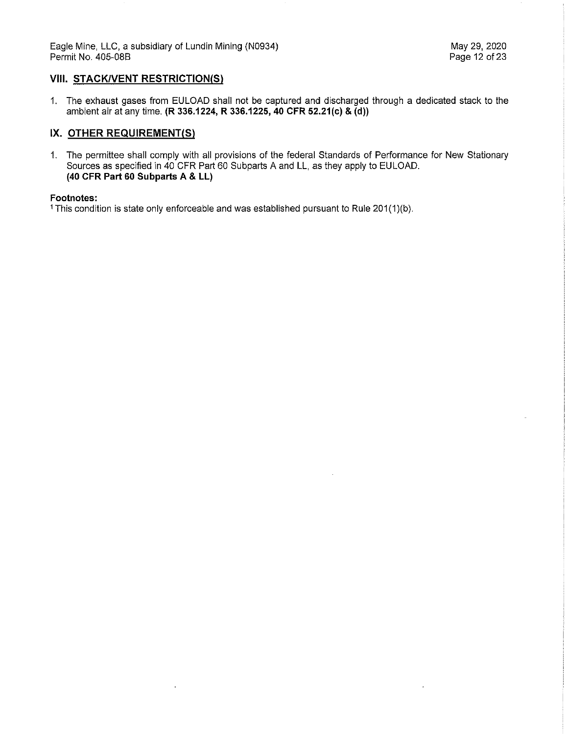## VIII. STACK/VENT RESTRICTION(S)

1. The exhaust gases from EULOAD shall not be captured and discharged through a dedicated stack to the ambient air at any time. **(R 336.1224, R 336.1225, 40 CFR 52.21(c) & (d))**

## IX. OTHER REQUIREMENT(S)

1. The permittee shall comply with all provisions of the federal Standards of Performance for New Stationary Sources as specified in 40 CFR Part 60 Subparts A and LL, as they apply to EULOAD. **(40 CFR Part 60 Subparts A & LL)**

**Footnotes:**

[1] This condition is state only enforceable and was established pursuant to Rule 201(1)(b).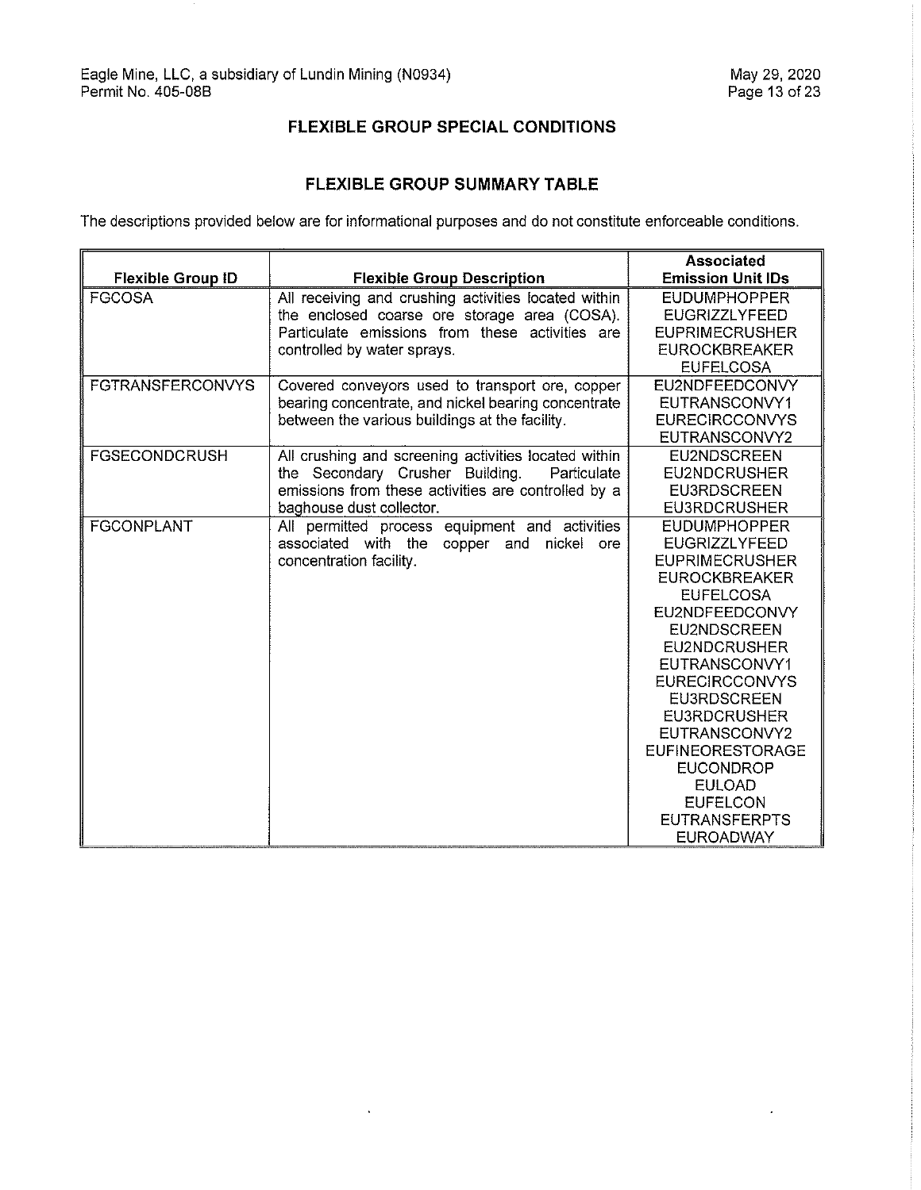## FLEXIBLE GROUP SPECIAL CONDITIONS

### FLEXIBLE GROUP SUMMARY TABLE

The descriptions provided below are for informational purposes and do not constitute enforceable conditions.

| Flexible Group ID | Flexible Group Description | Associated Emission Unit IDs |
|---|---|---|
| FGCOSA | All receiving and crushing activities located within the enclosed coarse ore storage area (COSA). Particulate emissions from these activities are controlled by water sprays. | EUDUMPHOPPER<br>EUGRIZZLYFEED<br>EUPRIMECRUSHER<br>EUROCKBREAKER<br>EUFELCOSA |
| FGTRANSFERCONVYS | Covered conveyors used to transport ore, copper bearing concentrate, and nickel bearing concentrate between the various buildings at the facility. | EU2NDFEEDCONVY<br>EUTRANSCONVY1<br>EURECIRCCONVYS<br>EUTRANSCONVY2 |
| FGSECONDCRUSH | All crushing and screening activities located within the Secondary Crusher Building. Particulate emissions from these activities are controlled by a baghouse dust collector. | EU2NDSCREEN<br>EU2NDCRUSHER<br>EU3RDSCREEN<br>EU3RDCRUSHER |
| FGCONPLANT | All permitted process equipment and activities associated with the copper and nickel ore concentration facility. | EUDUMPHOPPER<br>EUGRIZZLYFEED<br>EUPRIMECRUSHER<br>EUROCKBREAKER<br>EUFELCOSA<br>EU2NDFEEDCONVY<br>EU2NDSCREEN<br>EU2NDCRUSHER<br>EUTRANSCONVY1<br>EURECIRCCONVYS<br>EU3RDSCREEN<br>EU3RDCRUSHER<br>EUTRANSCONVY2<br>EUFINEORESTORAGE<br>EUCONDROP<br>EULOAD<br>EUFELCON<br>EUTRANSFERPTS<br>EUROADWAY |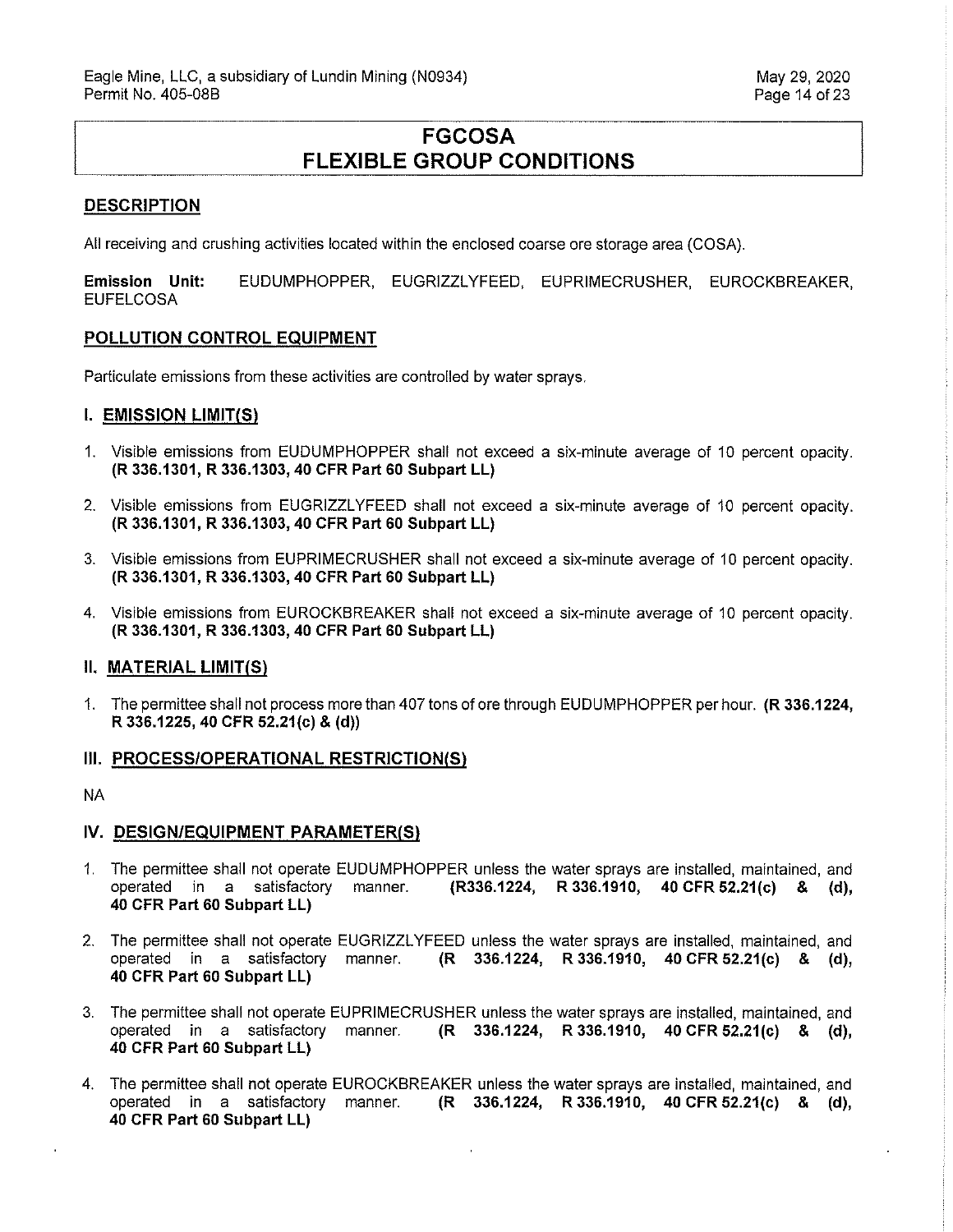# FGCOSA FLEXIBLE GROUP CONDITIONS

## DESCRIPTION

All receiving and crushing activities located within the enclosed coarse ore storage area (COSA).

**Emission Unit:** EUDUMPHOPPER, EUGRIZZLYFEED, EUPRIMECRUSHER, EUROCKBREAKER, EUFELCOSA

## POLLUTION CONTROL EQUIPMENT

Particulate emissions from these activities are controlled by water sprays.

## I. EMISSION LIMIT(S)

1. Visible emissions from EUDUMPHOPPER shall not exceed a six-minute average of 10 percent opacity. **(R 336.1301, R 336.1303, 40 CFR Part 60 Subpart LL)**
2. Visible emissions from EUGRIZZLYFEED shall not exceed a six-minute average of 10 percent opacity. **(R 336.1301, R 336.1303, 40 CFR Part 60 Subpart LL)**
3. Visible emissions from EUPRIMECRUSHER shall not exceed a six-minute average of 10 percent opacity. **(R 336.1301, R 336.1303, 40 CFR Part 60 Subpart LL)**
4. Visible emissions from EUROCKBREAKER shall not exceed a six-minute average of 10 percent opacity. **(R 336.1301, R 336.1303, 40 CFR Part 60 Subpart LL)**

## II. MATERIAL LIMIT(S)

1. The permittee shall not process more than 407 tons of ore through EUDUMPHOPPER per hour. **(R 336.1224, R 336.1225, 40 CFR 52.21(c) & (d))**

## III. PROCESS/OPERATIONAL RESTRICTION(S)

NA

## IV. DESIGN/EQUIPMENT PARAMETER(S)

1. The permittee shall not operate EUDUMPHOPPER unless the water sprays are installed, maintained, and operated in a satisfactory manner. **(R336.1224, R 336.1910, 40 CFR 52.21(c) & (d), 40 CFR Part 60 Subpart LL)**
2. The permittee shall not operate EUGRIZZLYFEED unless the water sprays are installed, maintained, and operated in a satisfactory manner. **(R 336.1224, R 336.1910, 40 CFR 52.21(c) & (d), 40 CFR Part 60 Subpart LL)**
3. The permittee shall not operate EUPRIMECRUSHER unless the water sprays are installed, maintained, and operated in a satisfactory manner. **(R 336.1224, R 336.1910, 40 CFR 52.21(c) & (d), 40 CFR Part 60 Subpart LL)**
4. The permittee shall not operate EUROCKBREAKER unless the water sprays are installed, maintained, and operated in a satisfactory manner. **(R 336.1224, R 336.1910, 40 CFR 52.21(c) & (d), 40 CFR Part 60 Subpart LL)**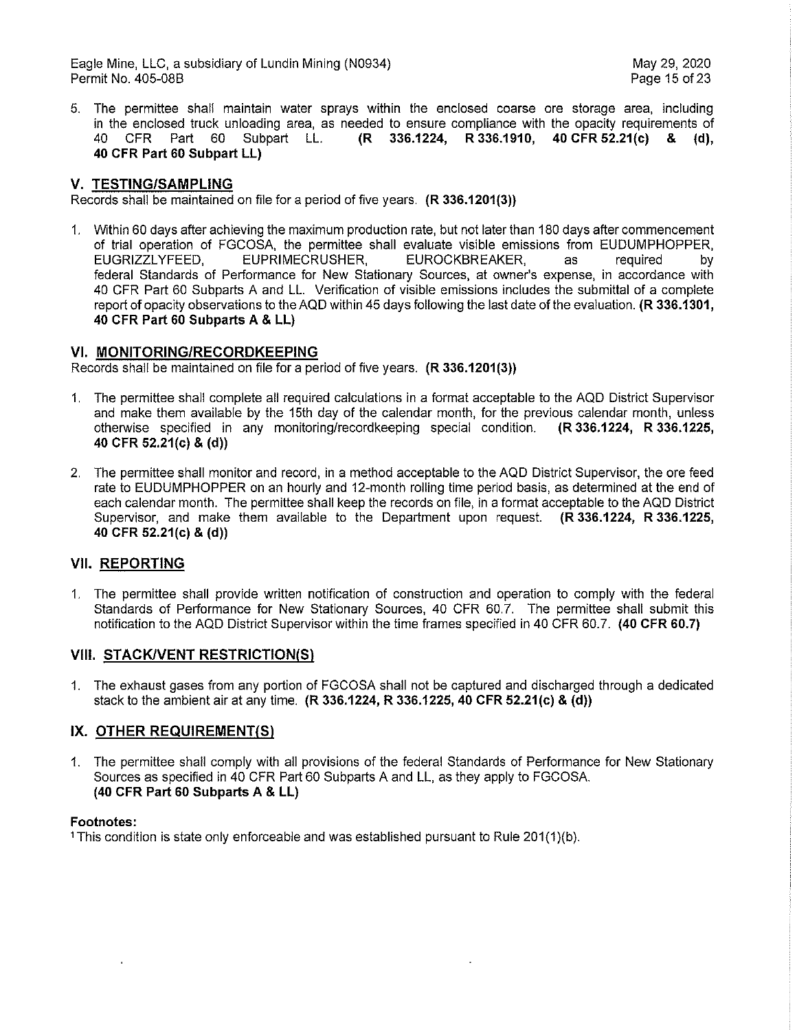5. The permittee shall maintain water sprays within the enclosed coarse ore storage area, including in the enclosed truck unloading area, as needed to ensure compliance with the opacity requirements of 40 CFR Part 60 Subpart LL. **(R 336.1224, R 336.1910, 40 CFR 52.21(c) & (d), 40 CFR Part 60 Subpart LL)**

## V. TESTING/SAMPLING

Records shall be maintained on file for a period of five years. **(R 336.1201(3))**

1. Within 60 days after achieving the maximum production rate, but not later than 180 days after commencement of trial operation of FGCOSA, the permittee shall evaluate visible emissions from EUDUMPHOPPER, EUGRIZZLYFEED, EUPRIMECRUSHER, EUROCKBREAKER, as required by federal Standards of Performance for New Stationary Sources, at owner's expense, in accordance with 40 CFR Part 60 Subparts A and LL. Verification of visible emissions includes the submittal of a complete report of opacity observations to the AQD within 45 days following the last date of the evaluation. **(R 336.1301, 40 CFR Part 60 Subparts A & LL)**

## VI. MONITORING/RECORDKEEPING

Records shall be maintained on file for a period of five years. **(R 336.1201(3))**

1. The permittee shall complete all required calculations in a format acceptable to the AQD District Supervisor and make them available by the 15th day of the calendar month, for the previous calendar month, unless otherwise specified in any monitoring/recordkeeping special condition. **(R 336.1224, R 336.1225, 40 CFR 52.21(c) & (d))**

2. The permittee shall monitor and record, in a method acceptable to the AQD District Supervisor, the ore feed rate to EUDUMPHOPPER on an hourly and 12-month rolling time period basis, as determined at the end of each calendar month. The permittee shall keep the records on file, in a format acceptable to the AQD District Supervisor, and make them available to the Department upon request. **(R 336.1224, R 336.1225, 40 CFR 52.21(c) & (d))**

## VII. REPORTING

1. The permittee shall provide written notification of construction and operation to comply with the federal Standards of Performance for New Stationary Sources, 40 CFR 60.7. The permittee shall submit this notification to the AQD District Supervisor within the time frames specified in 40 CFR 60.7. **(40 CFR 60.7)**

## VIII. STACK/VENT RESTRICTION(S)

1. The exhaust gases from any portion of FGCOSA shall not be captured and discharged through a dedicated stack to the ambient air at any time. **(R 336.1224, R 336.1225, 40 CFR 52.21(c) & (d))**

## IX. OTHER REQUIREMENT(S)

1. The permittee shall comply with all provisions of the federal Standards of Performance for New Stationary Sources as specified in 40 CFR Part 60 Subparts A and LL, as they apply to FGCOSA. **(40 CFR Part 60 Subparts A & LL)**

**Footnotes:**

[1] This condition is state only enforceable and was established pursuant to Rule 201(1)(b).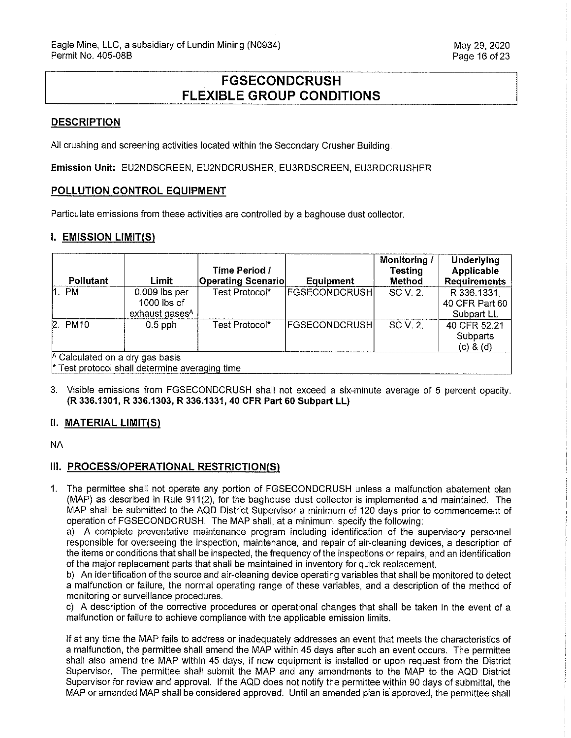# FGSECONDCRUSH FLEXIBLE GROUP CONDITIONS

## DESCRIPTION

All crushing and screening activities located within the Secondary Crusher Building.

**Emission Unit:** EU2NDSCREEN, EU2NDCRUSHER, EU3RDSCREEN, EU3RDCRUSHER

## POLLUTION CONTROL EQUIPMENT

Particulate emissions from these activities are controlled by a baghouse dust collector.

## I. EMISSION LIMIT(S)

| Pollutant | Limit | Time Period / Operating Scenario | Equipment | Monitoring / Testing Method | Underlying Applicable Requirements |
|---|---|---|---|---|---|
| 1. PM | 0.009 lbs per 1000 lbs of exhaust gases[A] | Test Protocol* | FGSECONDCRUSH | SC V. 2. | R 336.1331, 40 CFR Part 60 Subpart LL |
| 2. PM10 | 0.5 pph | Test Protocol* | FGSECONDCRUSH | SC V. 2. | 40 CFR 52.21 Subparts (c) & (d) |

[A] Calculated on a dry gas basis
* Test protocol shall determine averaging time

3. Visible emissions from FGSECONDCRUSH shall not exceed a six-minute average of 5 percent opacity. **(R 336.1301, R 336.1303, R 336.1331, 40 CFR Part 60 Subpart LL)**

## II. MATERIAL LIMIT(S)

NA

## III. PROCESS/OPERATIONAL RESTRICTION(S)

1. The permittee shall not operate any portion of FGSECONDCRUSH unless a malfunction abatement plan (MAP) as described in Rule 911(2), for the baghouse dust collector is implemented and maintained. The MAP shall be submitted to the AQD District Supervisor a minimum of 120 days prior to commencement of operation of FGSECONDCRUSH. The MAP shall, at a minimum, specify the following:
   a) A complete preventative maintenance program including identification of the supervisory personnel responsible for overseeing the inspection, maintenance, and repair of air-cleaning devices, a description of the items or conditions that shall be inspected, the frequency of the inspections or repairs, and an identification of the major replacement parts that shall be maintained in inventory for quick replacement.
   b) An identification of the source and air-cleaning device operating variables that shall be monitored to detect a malfunction or failure, the normal operating range of these variables, and a description of the method of monitoring or surveillance procedures.
   c) A description of the corrective procedures or operational changes that shall be taken in the event of a malfunction or failure to achieve compliance with the applicable emission limits.

   If at any time the MAP fails to address or inadequately addresses an event that meets the characteristics of a malfunction, the permittee shall amend the MAP within 45 days after such an event occurs. The permittee shall also amend the MAP within 45 days, if new equipment is installed or upon request from the District Supervisor. The permittee shall submit the MAP and any amendments to the MAP to the AQD District Supervisor for review and approval. If the AQD does not notify the permittee within 90 days of submittal, the MAP or amended MAP shall be considered approved. Until an amended plan is approved, the permittee shall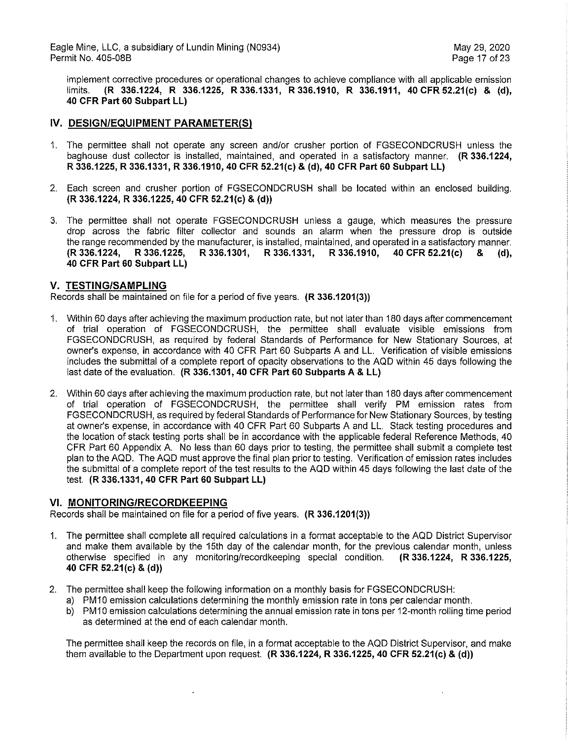implement corrective procedures or operational changes to achieve compliance with all applicable emission limits. **(R 336.1224, R 336.1225, R 336.1331, R 336.1910, R 336.1911, 40 CFR 52.21(c) & (d), 40 CFR Part 60 Subpart LL)**

## IV. DESIGN/EQUIPMENT PARAMETER(S)

1. The permittee shall not operate any screen and/or crusher portion of FGSECONDCRUSH unless the baghouse dust collector is installed, maintained, and operated in a satisfactory manner. **(R 336.1224, R 336.1225, R 336.1331, R 336.1910, 40 CFR 52.21(c) & (d), 40 CFR Part 60 Subpart LL)**

2. Each screen and crusher portion of FGSECONDCRUSH shall be located within an enclosed building. **(R 336.1224, R 336.1225, 40 CFR 52.21(c) & (d))**

3. The permittee shall not operate FGSECONDCRUSH unless a gauge, which measures the pressure drop across the fabric filter collector and sounds an alarm when the pressure drop is outside the range recommended by the manufacturer, is installed, maintained, and operated in a satisfactory manner. **(R 336.1224, R 336.1225, R 336.1301, R 336.1331, R 336.1910, 40 CFR 52.21(c) & (d), 40 CFR Part 60 Subpart LL)**

## V. TESTING/SAMPLING

Records shall be maintained on file for a period of five years. **(R 336.1201(3))**

1. Within 60 days after achieving the maximum production rate, but not later than 180 days after commencement of trial operation of FGSECONDCRUSH, the permittee shall evaluate visible emissions from FGSECONDCRUSH, as required by federal Standards of Performance for New Stationary Sources, at owner's expense, in accordance with 40 CFR Part 60 Subparts A and LL. Verification of visible emissions includes the submittal of a complete report of opacity observations to the AQD within 45 days following the last date of the evaluation. **(R 336.1301, 40 CFR Part 60 Subparts A & LL)**

2. Within 60 days after achieving the maximum production rate, but not later than 180 days after commencement of trial operation of FGSECONDCRUSH, the permittee shall verify PM emission rates from FGSECONDCRUSH, as required by federal Standards of Performance for New Stationary Sources, by testing at owner's expense, in accordance with 40 CFR Part 60 Subparts A and LL. Stack testing procedures and the location of stack testing ports shall be in accordance with the applicable federal Reference Methods, 40 CFR Part 60 Appendix A. No less than 60 days prior to testing, the permittee shall submit a complete test plan to the AQD. The AQD must approve the final plan prior to testing. Verification of emission rates includes the submittal of a complete report of the test results to the AQD within 45 days following the last date of the test. **(R 336.1331, 40 CFR Part 60 Subpart LL)**

## VI. MONITORING/RECORDKEEPING

Records shall be maintained on file for a period of five years. **(R 336.1201(3))**

1. The permittee shall complete all required calculations in a format acceptable to the AQD District Supervisor and make them available by the 15th day of the calendar month, for the previous calendar month, unless otherwise specified in any monitoring/recordkeeping special condition. **(R 336.1224, R 336.1225, 40 CFR 52.21(c) & (d))**

2. The permittee shall keep the following information on a monthly basis for FGSECONDCRUSH:
   a) PM10 emission calculations determining the monthly emission rate in tons per calendar month.
   b) PM10 emission calculations determining the annual emission rate in tons per 12-month rolling time period as determined at the end of each calendar month.

   The permittee shall keep the records on file, in a format acceptable to the AQD District Supervisor, and make them available to the Department upon request. **(R 336.1224, R 336.1225, 40 CFR 52.21(c) & (d))**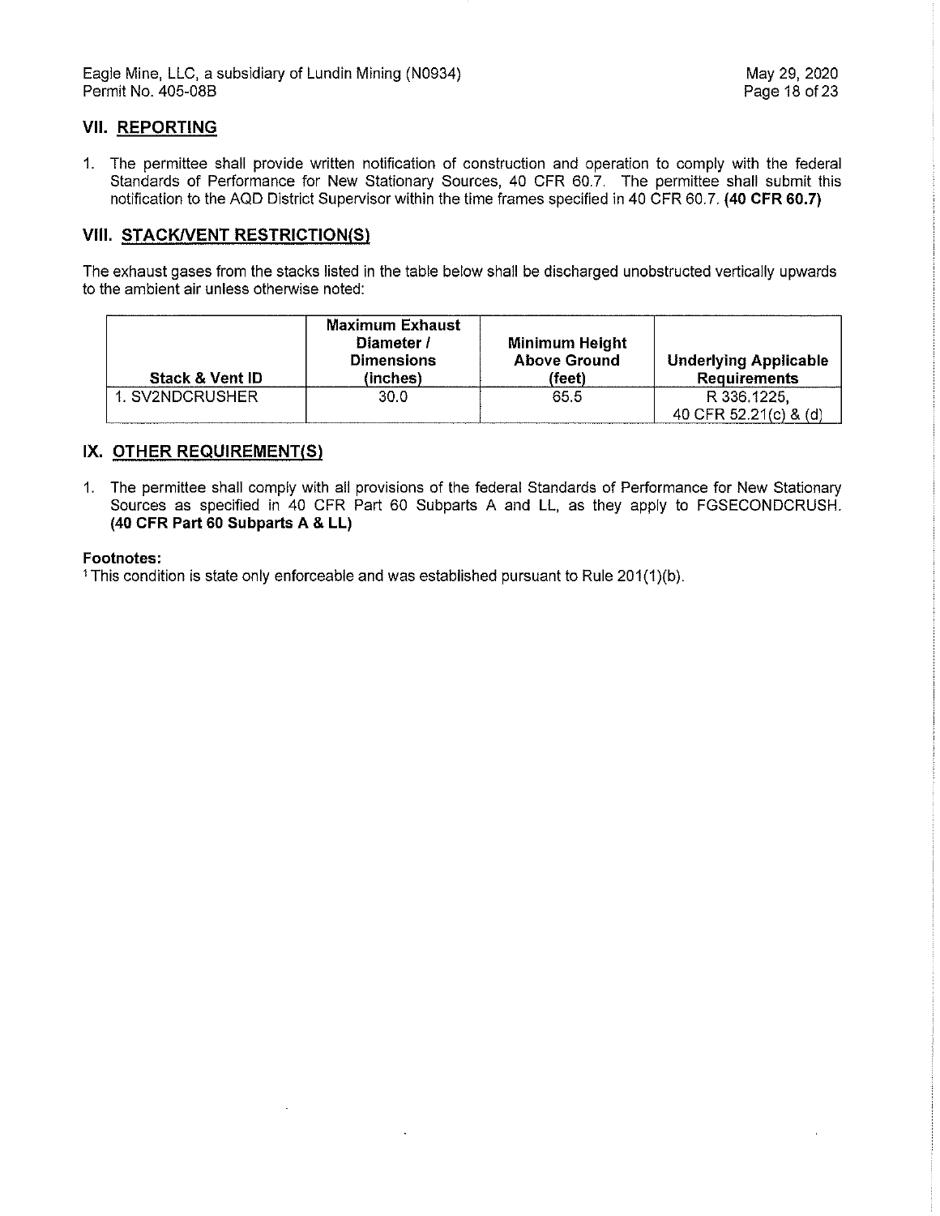## VII. REPORTING

1. The permittee shall provide written notification of construction and operation to comply with the federal Standards of Performance for New Stationary Sources, 40 CFR 60.7. The permittee shall submit this notification to the AQD District Supervisor within the time frames specified in 40 CFR 60.7. **(40 CFR 60.7)**

## VIII. STACK/VENT RESTRICTION(S)

The exhaust gases from the stacks listed in the table below shall be discharged unobstructed vertically upwards to the ambient air unless otherwise noted:

| Stack & Vent ID | Maximum Exhaust Diameter / Dimensions (inches) | Minimum Height Above Ground (feet) | Underlying Applicable Requirements |
|---|---|---|---|
| 1. SV2NDCRUSHER | 30.0 | 65.5 | R 336.1225, 40 CFR 52.21(c) & (d) |

## IX. OTHER REQUIREMENT(S)

1. The permittee shall comply with all provisions of the federal Standards of Performance for New Stationary Sources as specified in 40 CFR Part 60 Subparts A and LL, as they apply to FGSECONDCRUSH. **(40 CFR Part 60 Subparts A & LL)**

**Footnotes:**

[1] This condition is state only enforceable and was established pursuant to Rule 201(1)(b).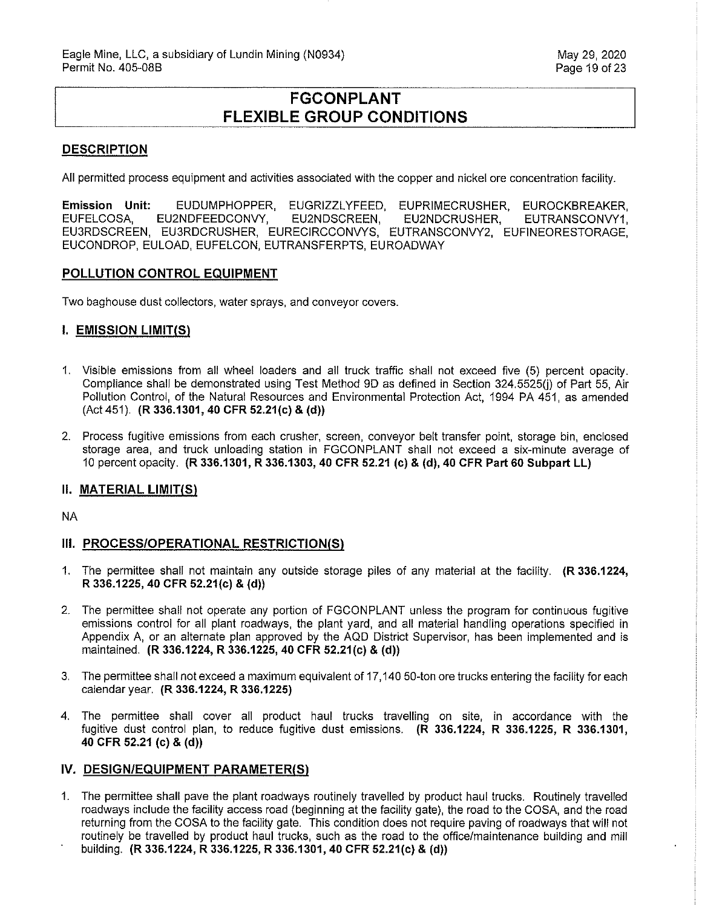# FGCONPLANT FLEXIBLE GROUP CONDITIONS

## DESCRIPTION

All permitted process equipment and activities associated with the copper and nickel ore concentration facility.

**Emission Unit:** EUDUMPHOPPER, EUGRIZZLYFEED, EUPRIMECRUSHER, EUROCKBREAKER, EUFELCOSA, EU2NDFEEDCONVY, EU2NDSCREEN, EU2NDCRUSHER, EUTRANSCONVY1, EU3RDSCREEN, EU3RDCRUSHER, EURECIRCCONVYS, EUTRANSCONVY2, EUFINEORESTORAGE, EUCONDROP, EULOAD, EUFELCON, EUTRANSFERPTS, EUROADWAY

## POLLUTION CONTROL EQUIPMENT

Two baghouse dust collectors, water sprays, and conveyor covers.

## I. EMISSION LIMIT(S)

1. Visible emissions from all wheel loaders and all truck traffic shall not exceed five (5) percent opacity. Compliance shall be demonstrated using Test Method 9D as defined in Section 324.5525(j) of Part 55, Air Pollution Control, of the Natural Resources and Environmental Protection Act, 1994 PA 451, as amended (Act 451). **(R 336.1301, 40 CFR 52.21(c) & (d))**

2. Process fugitive emissions from each crusher, screen, conveyor belt transfer point, storage bin, enclosed storage area, and truck unloading station in FGCONPLANT shall not exceed a six-minute average of 10 percent opacity. **(R 336.1301, R 336.1303, 40 CFR 52.21 (c) & (d), 40 CFR Part 60 Subpart LL)**

## II. MATERIAL LIMIT(S)

NA

## III. PROCESS/OPERATIONAL RESTRICTION(S)

1. The permittee shall not maintain any outside storage piles of any material at the facility. **(R 336.1224, R 336.1225, 40 CFR 52.21(c) & (d))**

2. The permittee shall not operate any portion of FGCONPLANT unless the program for continuous fugitive emissions control for all plant roadways, the plant yard, and all material handling operations specified in Appendix A, or an alternate plan approved by the AQD District Supervisor, has been implemented and is maintained. **(R 336.1224, R 336.1225, 40 CFR 52.21(c) & (d))**

3. The permittee shall not exceed a maximum equivalent of 17,140 50-ton ore trucks entering the facility for each calendar year. **(R 336.1224, R 336.1225)**

4. The permittee shall cover all product haul trucks travelling on site, in accordance with the fugitive dust control plan, to reduce fugitive dust emissions. **(R 336.1224, R 336.1225, R 336.1301, 40 CFR 52.21 (c) & (d))**

## IV. DESIGN/EQUIPMENT PARAMETER(S)

1. The permittee shall pave the plant roadways routinely travelled by product haul trucks. Routinely travelled roadways include the facility access road (beginning at the facility gate), the road to the COSA, and the road returning from the COSA to the facility gate. This condition does not require paving of roadways that will not routinely be travelled by product haul trucks, such as the road to the office/maintenance building and mill building. **(R 336.1224, R 336.1225, R 336.1301, 40 CFR 52.21(c) & (d))**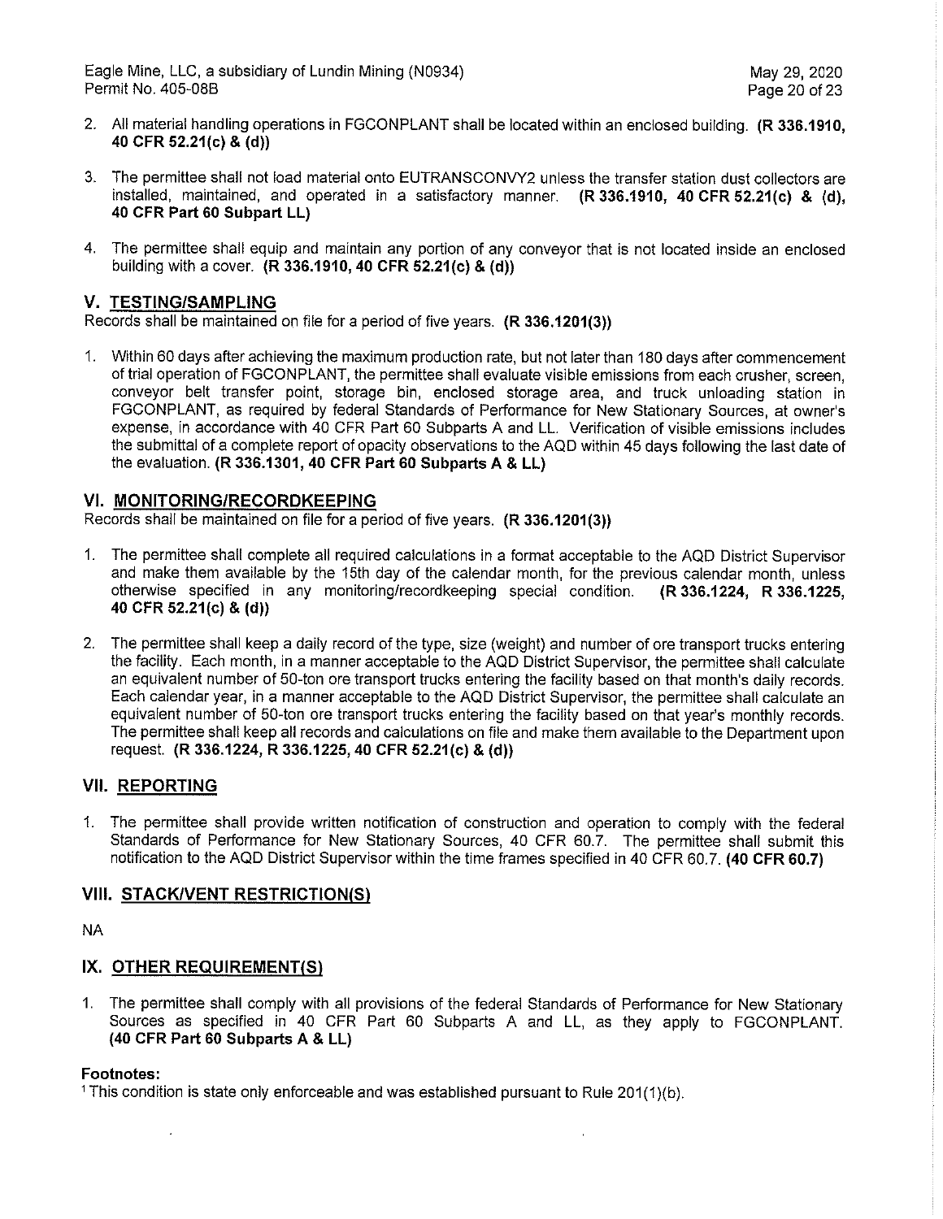2. All material handling operations in FGCONPLANT shall be located within an enclosed building. **(R 336.1910, 40 CFR 52.21(c) & (d))**

3. The permittee shall not load material onto EUTRANSCONVY2 unless the transfer station dust collectors are installed, maintained, and operated in a satisfactory manner. **(R 336.1910, 40 CFR 52.21(c) & (d), 40 CFR Part 60 Subpart LL)**

4. The permittee shall equip and maintain any portion of any conveyor that is not located inside an enclosed building with a cover. **(R 336.1910, 40 CFR 52.21(c) & (d))**

## V. TESTING/SAMPLING

Records shall be maintained on file for a period of five years. **(R 336.1201(3))**

1. Within 60 days after achieving the maximum production rate, but not later than 180 days after commencement of trial operation of FGCONPLANT, the permittee shall evaluate visible emissions from each crusher, screen, conveyor belt transfer point, storage bin, enclosed storage area, and truck unloading station in FGCONPLANT, as required by federal Standards of Performance for New Stationary Sources, at owner's expense, in accordance with 40 CFR Part 60 Subparts A and LL. Verification of visible emissions includes the submittal of a complete report of opacity observations to the AQD within 45 days following the last date of the evaluation. **(R 336.1301, 40 CFR Part 60 Subparts A & LL)**

## VI. MONITORING/RECORDKEEPING

Records shall be maintained on file for a period of five years. **(R 336.1201(3))**

1. The permittee shall complete all required calculations in a format acceptable to the AQD District Supervisor and make them available by the 15th day of the calendar month, for the previous calendar month, unless otherwise specified in any monitoring/recordkeeping special condition. **(R 336.1224, R 336.1225, 40 CFR 52.21(c) & (d))**

2. The permittee shall keep a daily record of the type, size (weight) and number of ore transport trucks entering the facility. Each month, in a manner acceptable to the AQD District Supervisor, the permittee shall calculate an equivalent number of 50-ton ore transport trucks entering the facility based on that month's daily records. Each calendar year, in a manner acceptable to the AQD District Supervisor, the permittee shall calculate an equivalent number of 50-ton ore transport trucks entering the facility based on that year's monthly records. The permittee shall keep all records and calculations on file and make them available to the Department upon request. **(R 336.1224, R 336.1225, 40 CFR 52.21(c) & (d))**

## VII. REPORTING

1. The permittee shall provide written notification of construction and operation to comply with the federal Standards of Performance for New Stationary Sources, 40 CFR 60.7. The permittee shall submit this notification to the AQD District Supervisor within the time frames specified in 40 CFR 60.7. **(40 CFR 60.7)**

## VIII. STACK/VENT RESTRICTION(S)

NA

## IX. OTHER REQUIREMENT(S)

1. The permittee shall comply with all provisions of the federal Standards of Performance for New Stationary Sources as specified in 40 CFR Part 60 Subparts A and LL, as they apply to FGCONPLANT. **(40 CFR Part 60 Subparts A & LL)**

**Footnotes:**

[1] This condition is state only enforceable and was established pursuant to Rule 201(1)(b).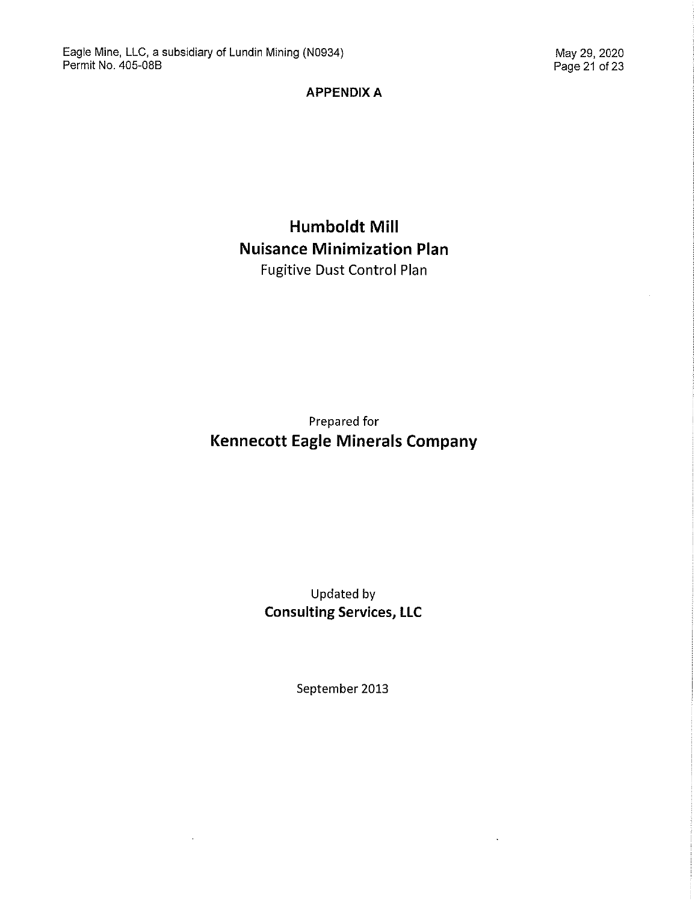**APPENDIX A**

# Humboldt Mill
# Nuisance Minimization Plan

Fugitive Dust Control Plan

Prepared for

**Kennecott Eagle Minerals Company**

Updated by

**Consulting Services, LLC**

September 2013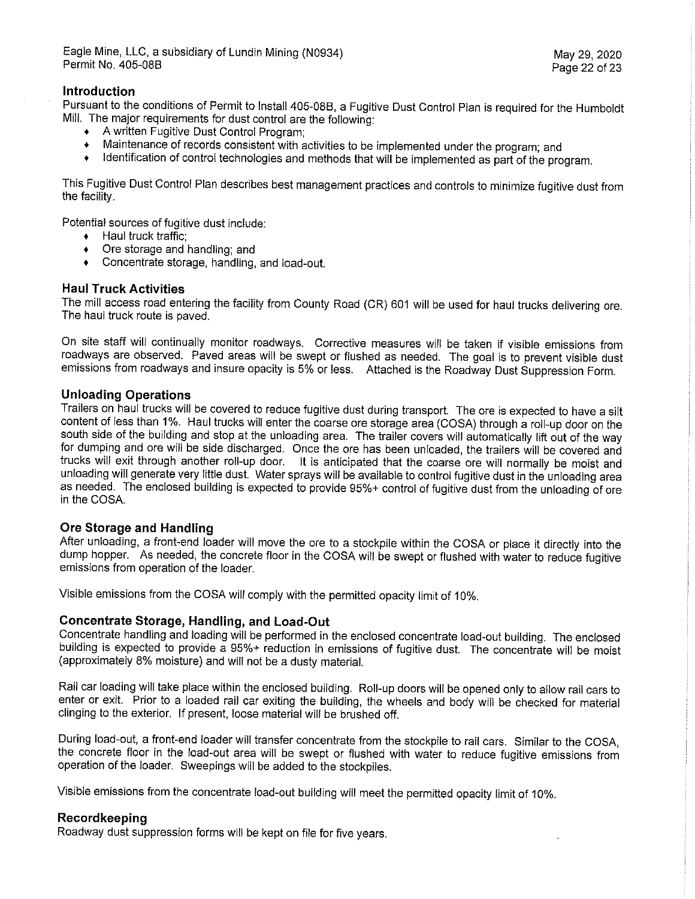## Introduction

Pursuant to the conditions of Permit to Install 405-08B, a Fugitive Dust Control Plan is required for the Humboldt Mill. The major requirements for dust control are the following:

- A written Fugitive Dust Control Program;
- Maintenance of records consistent with activities to be implemented under the program; and
- Identification of control technologies and methods that will be implemented as part of the program.

This Fugitive Dust Control Plan describes best management practices and controls to minimize fugitive dust from the facility.

Potential sources of fugitive dust include:

- Haul truck traffic;
- Ore storage and handling; and
- Concentrate storage, handling, and load-out.

## Haul Truck Activities

The mill access road entering the facility from County Road (CR) 601 will be used for haul trucks delivering ore. The haul truck route is paved.

On site staff will continually monitor roadways. Corrective measures will be taken if visible emissions from roadways are observed. Paved areas will be swept or flushed as needed. The goal is to prevent visible dust emissions from roadways and insure opacity is 5% or less. Attached is the Roadway Dust Suppression Form.

## Unloading Operations

Trailers on haul trucks will be covered to reduce fugitive dust during transport. The ore is expected to have a silt content of less than 1%. Haul trucks will enter the coarse ore storage area (COSA) through a roll-up door on the south side of the building and stop at the unloading area. The trailer covers will automatically lift out of the way for dumping and ore will be side discharged. Once the ore has been unloaded, the trailers will be covered and trucks will exit through another roll-up door. It is anticipated that the coarse ore will normally be moist and unloading will generate very little dust. Water sprays will be available to control fugitive dust in the unloading area as needed. The enclosed building is expected to provide 95%+ control of fugitive dust from the unloading of ore in the COSA.

## Ore Storage and Handling

After unloading, a front-end loader will move the ore to a stockpile within the COSA or place it directly into the dump hopper. As needed, the concrete floor in the COSA will be swept or flushed with water to reduce fugitive emissions from operation of the loader.

Visible emissions from the COSA will comply with the permitted opacity limit of 10%.

## Concentrate Storage, Handling, and Load-Out

Concentrate handling and loading will be performed in the enclosed concentrate load-out building. The enclosed building is expected to provide a 95%+ reduction in emissions of fugitive dust. The concentrate will be moist (approximately 8% moisture) and will not be a dusty material.

Rail car loading will take place within the enclosed building. Roll-up doors will be opened only to allow rail cars to enter or exit. Prior to a loaded rail car exiting the building, the wheels and body will be checked for material clinging to the exterior. If present, loose material will be brushed off.

During load-out, a front-end loader will transfer concentrate from the stockpile to rail cars. Similar to the COSA, the concrete floor in the load-out area will be swept or flushed with water to reduce fugitive emissions from operation of the loader. Sweepings will be added to the stockpiles.

Visible emissions from the concentrate load-out building will meet the permitted opacity limit of 10%.

## Recordkeeping

Roadway dust suppression forms will be kept on file for five years.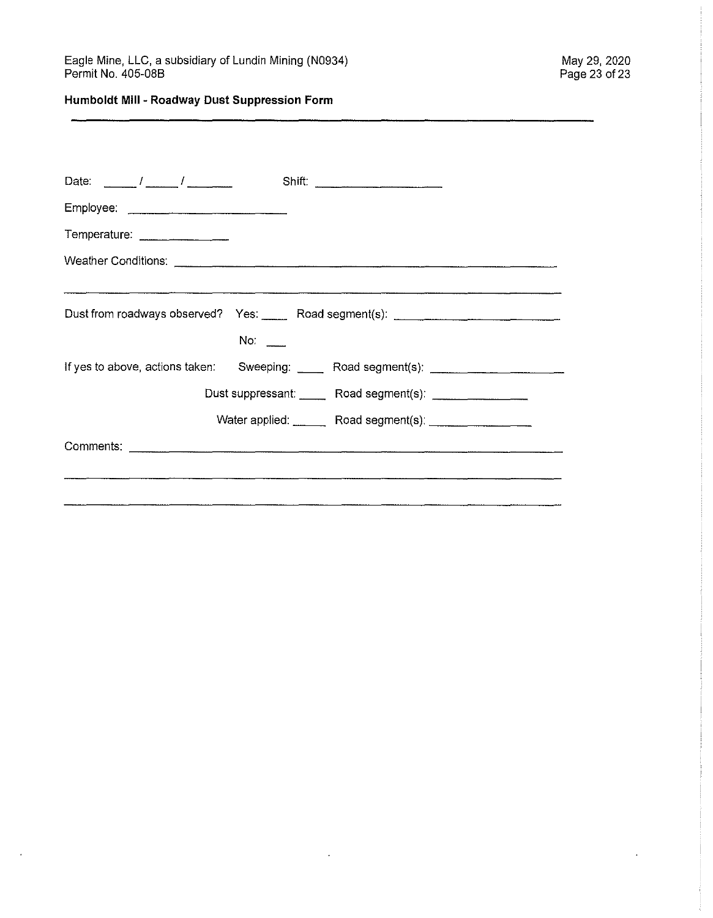## Humboldt Mill - Roadway Dust Suppression Form

Date: _____ / _____ / _______ Shift: ____________________

Employee: ________________________

Temperature: _____________

Weather Conditions: ____________________________________________________________

______________________________________________________________________________

Dust from roadways observed? Yes: ____ Road segment(s): ________________________

No: ___

If yes to above, actions taken: Sweeping: ____ Road segment(s): ___________________

Dust suppressant: ____ Road segment(s): ______________

Water applied: _____ Road segment(s): _______________

Comments: ____________________________________________________________________

______________________________________________________________________________

______________________________________________________________________________